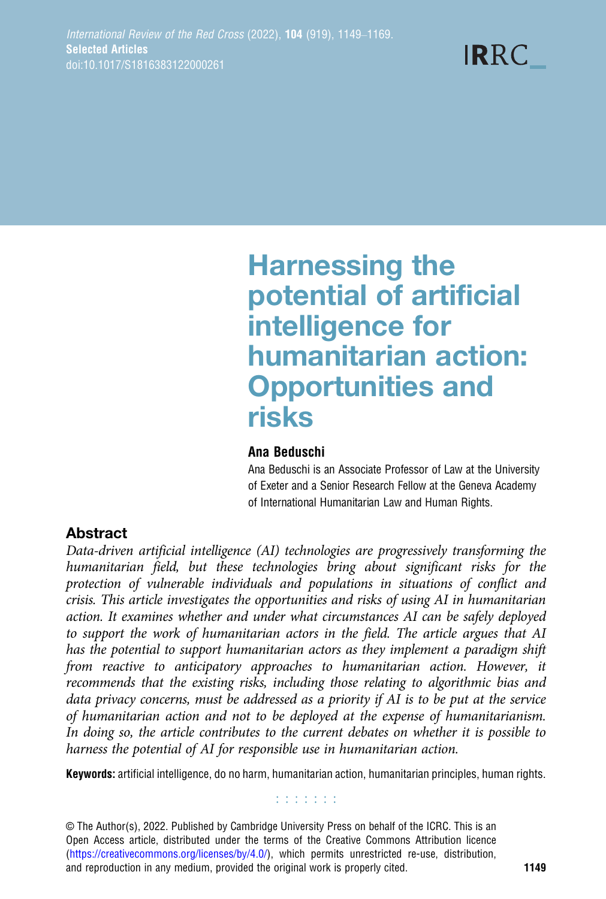Selected Articles

doi:10.1017/S1816383122000261

# Harnessing the potential of artificial intelligence for humanitarian action: Opportunities and risks

**Ana Beduschi**

Ana Beduschi is an Associate Professor of Law at the University of Exeter and a Senior Research Fellow at the Geneva Academy of International Humanitarian Law and Human Rights.

## Abstract

*Data-driven artificial intelligence (AI) technologies are progressively transforming the humanitarian field, but these technologies bring about significant risks for the protection of vulnerable individuals and populations in situations of conflict and crisis. This article investigates the opportunities and risks of using AI in humanitarian action. It examines whether and under what circumstances AI can be safely deployed to support the work of humanitarian actors in the field. The article argues that AI has the potential to support humanitarian actors as they implement a paradigm shift from reactive to anticipatory approaches to humanitarian action. However, it recommends that the existing risks, including those relating to algorithmic bias and data privacy concerns, must be addressed as a priority if AI is to be put at the service of humanitarian action and not to be deployed at the expense of humanitarianism. In doing so, the article contributes to the current debates on whether it is possible to harness the potential of AI for responsible use in humanitarian action.*

**Keywords:** artificial intelligence, do no harm, humanitarian action, humanitarian principles, human rights.

© The Author(s), 2022. Published by Cambridge University Press on behalf of the ICRC. This is an Open Access article, distributed under the terms of the Creative Commons Attribution licence (https://creativecommons.org/licenses/by/4.0/), which permits unrestricted re-use, distribution, and reproduction in any medium, provided the original work is properly cited.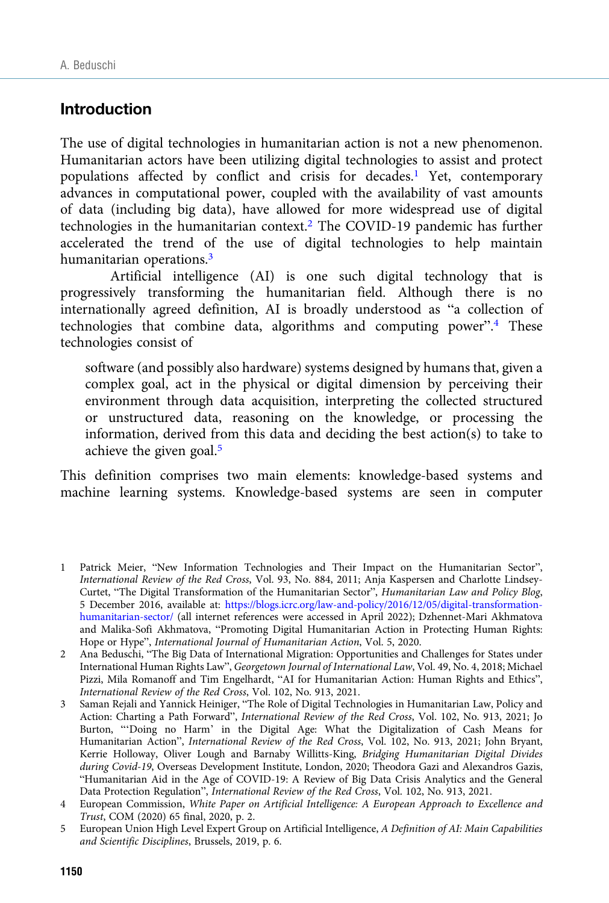## Introduction

The use of digital technologies in humanitarian action is not a new phenomenon. Humanitarian actors have been utilizing digital technologies to assist and protect populations affected by conflict and crisis for decades.[1] Yet, contemporary advances in computational power, coupled with the availability of vast amounts of data (including big data), have allowed for more widespread use of digital technologies in the humanitarian context.[2] The COVID-19 pandemic has further accelerated the trend of the use of digital technologies to help maintain humanitarian operations.[3]

Artificial intelligence (AI) is one such digital technology that is progressively transforming the humanitarian field. Although there is no internationally agreed definition, AI is broadly understood as "a collection of technologies that combine data, algorithms and computing power".[4] These technologies consist of

> software (and possibly also hardware) systems designed by humans that, given a complex goal, act in the physical or digital dimension by perceiving their environment through data acquisition, interpreting the collected structured or unstructured data, reasoning on the knowledge, or processing the information, derived from this data and deciding the best action(s) to take to achieve the given goal.[5]

This definition comprises two main elements: knowledge-based systems and machine learning systems. Knowledge-based systems are seen in computer

---

1 Patrick Meier, "New Information Technologies and Their Impact on the Humanitarian Sector", *International Review of the Red Cross*, Vol. 93, No. 884, 2011; Anja Kaspersen and Charlotte Lindsey-Curtet, "The Digital Transformation of the Humanitarian Sector", *Humanitarian Law and Policy Blog*, 5 December 2016, available at: https://blogs.icrc.org/law-and-policy/2016/12/05/digital-transformation-humanitarian-sector/ (all internet references were accessed in April 2022); Dzhennet-Mari Akhmatova and Malika-Sofi Akhmatova, "Promoting Digital Humanitarian Action in Protecting Human Rights: Hope or Hype", *International Journal of Humanitarian Action*, Vol. 5, 2020.

2 Ana Beduschi, "The Big Data of International Migration: Opportunities and Challenges for States under International Human Rights Law", *Georgetown Journal of International Law*, Vol. 49, No. 4, 2018; Michael Pizzi, Mila Romanoff and Tim Engelhardt, "AI for Humanitarian Action: Human Rights and Ethics", *International Review of the Red Cross*, Vol. 102, No. 913, 2021.

3 Saman Rejali and Yannick Heiniger, "The Role of Digital Technologies in Humanitarian Law, Policy and Action: Charting a Path Forward", *International Review of the Red Cross*, Vol. 102, No. 913, 2021; Jo Burton, "'Doing no Harm' in the Digital Age: What the Digitalization of Cash Means for Humanitarian Action", *International Review of the Red Cross*, Vol. 102, No. 913, 2021; John Bryant, Kerrie Holloway, Oliver Lough and Barnaby Willitts-King, *Bridging Humanitarian Digital Divides during Covid-19*, Overseas Development Institute, London, 2020; Theodora Gazi and Alexandros Gazis, "Humanitarian Aid in the Age of COVID-19: A Review of Big Data Crisis Analytics and the General Data Protection Regulation", *International Review of the Red Cross*, Vol. 102, No. 913, 2021.

4 European Commission, *White Paper on Artificial Intelligence: A European Approach to Excellence and Trust*, COM (2020) 65 final, 2020, p. 2.

5 European Union High Level Expert Group on Artificial Intelligence, *A Definition of AI: Main Capabilities and Scientific Disciplines*, Brussels, 2019, p. 6.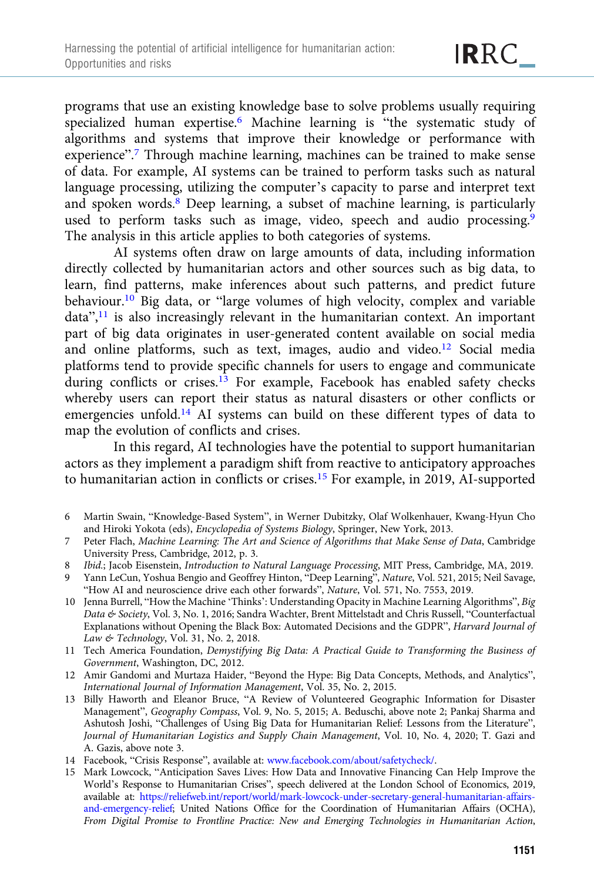programs that use an existing knowledge base to solve problems usually requiring specialized human expertise.[6] Machine learning is "the systematic study of algorithms and systems that improve their knowledge or performance with experience".[7] Through machine learning, machines can be trained to make sense of data. For example, AI systems can be trained to perform tasks such as natural language processing, utilizing the computer's capacity to parse and interpret text and spoken words.[8] Deep learning, a subset of machine learning, is particularly used to perform tasks such as image, video, speech and audio processing.[9] The analysis in this article applies to both categories of systems.

AI systems often draw on large amounts of data, including information directly collected by humanitarian actors and other sources such as big data, to learn, find patterns, make inferences about such patterns, and predict future behaviour.[10] Big data, or "large volumes of high velocity, complex and variable data",[11] is also increasingly relevant in the humanitarian context. An important part of big data originates in user-generated content available on social media and online platforms, such as text, images, audio and video.[12] Social media platforms tend to provide specific channels for users to engage and communicate during conflicts or crises.[13] For example, Facebook has enabled safety checks whereby users can report their status as natural disasters or other conflicts or emergencies unfold.[14] AI systems can build on these different types of data to map the evolution of conflicts and crises.

In this regard, AI technologies have the potential to support humanitarian actors as they implement a paradigm shift from reactive to anticipatory approaches to humanitarian action in conflicts or crises.[15] For example, in 2019, AI-supported

6 Martin Swain, "Knowledge-Based System", in Werner Dubitzky, Olaf Wolkenhauer, Kwang-Hyun Cho and Hiroki Yokota (eds), *Encyclopedia of Systems Biology*, Springer, New York, 2013.

7 Peter Flach, *Machine Learning: The Art and Science of Algorithms that Make Sense of Data*, Cambridge University Press, Cambridge, 2012, p. 3.

8 *Ibid.*; Jacob Eisenstein, *Introduction to Natural Language Processing*, MIT Press, Cambridge, MA, 2019.

9 Yann LeCun, Yoshua Bengio and Geoffrey Hinton, "Deep Learning", *Nature*, Vol. 521, 2015; Neil Savage, "How AI and neuroscience drive each other forwards", *Nature*, Vol. 571, No. 7553, 2019.

10 Jenna Burrell, "How the Machine 'Thinks': Understanding Opacity in Machine Learning Algorithms", *Big Data & Society*, Vol. 3, No. 1, 2016; Sandra Wachter, Brent Mittelstadt and Chris Russell, "Counterfactual Explanations without Opening the Black Box: Automated Decisions and the GDPR", *Harvard Journal of Law & Technology*, Vol. 31, No. 2, 2018.

11 Tech America Foundation, *Demystifying Big Data: A Practical Guide to Transforming the Business of Government*, Washington, DC, 2012.

12 Amir Gandomi and Murtaza Haider, "Beyond the Hype: Big Data Concepts, Methods, and Analytics", *International Journal of Information Management*, Vol. 35, No. 2, 2015.

13 Billy Haworth and Eleanor Bruce, "A Review of Volunteered Geographic Information for Disaster Management", *Geography Compass*, Vol. 9, No. 5, 2015; A. Beduschi, above note 2; Pankaj Sharma and Ashutosh Joshi, "Challenges of Using Big Data for Humanitarian Relief: Lessons from the Literature", *Journal of Humanitarian Logistics and Supply Chain Management*, Vol. 10, No. 4, 2020; T. Gazi and A. Gazis, above note 3.

14 Facebook, "Crisis Response", available at: www.facebook.com/about/safetycheck/.

15 Mark Lowcock, "Anticipation Saves Lives: How Data and Innovative Financing Can Help Improve the World's Response to Humanitarian Crises", speech delivered at the London School of Economics, 2019, available at: https://reliefweb.int/report/world/mark-lowcock-under-secretary-general-humanitarian-affairs-and-emergency-relief; United Nations Office for the Coordination of Humanitarian Affairs (OCHA), *From Digital Promise to Frontline Practice: New and Emerging Technologies in Humanitarian Action*,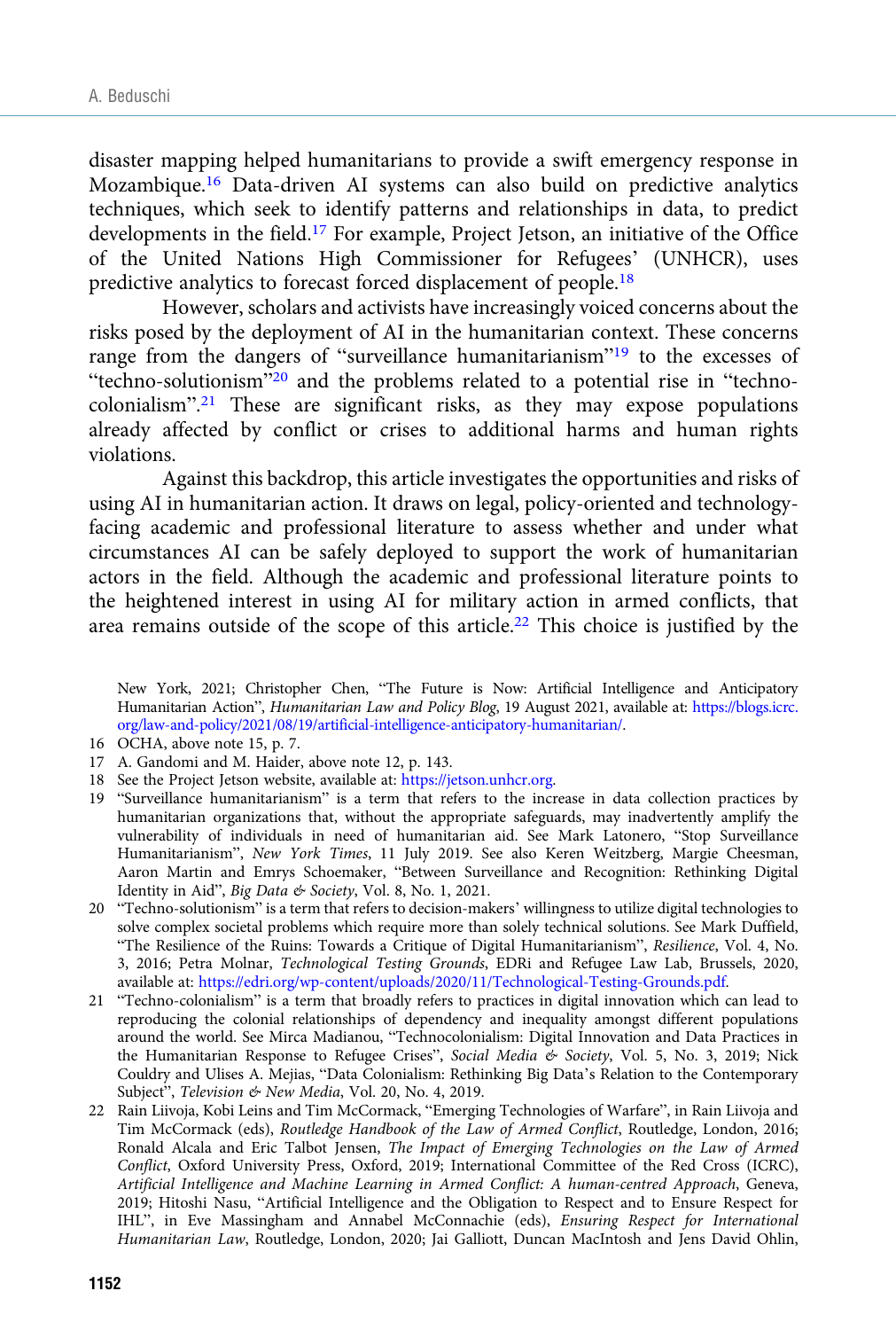disaster mapping helped humanitarians to provide a swift emergency response in Mozambique.[16] Data-driven AI systems can also build on predictive analytics techniques, which seek to identify patterns and relationships in data, to predict developments in the field.[17] For example, Project Jetson, an initiative of the Office of the United Nations High Commissioner for Refugees' (UNHCR), uses predictive analytics to forecast forced displacement of people.[18]

However, scholars and activists have increasingly voiced concerns about the risks posed by the deployment of AI in the humanitarian context. These concerns range from the dangers of "surveillance humanitarianism"[19] to the excesses of "techno-solutionism"[20] and the problems related to a potential rise in "techno-colonialism".[21] These are significant risks, as they may expose populations already affected by conflict or crises to additional harms and human rights violations.

Against this backdrop, this article investigates the opportunities and risks of using AI in humanitarian action. It draws on legal, policy-oriented and technology-facing academic and professional literature to assess whether and under what circumstances AI can be safely deployed to support the work of humanitarian actors in the field. Although the academic and professional literature points to the heightened interest in using AI for military action in armed conflicts, that area remains outside of the scope of this article.[22] This choice is justified by the

---

New York, 2021; Christopher Chen, "The Future is Now: Artificial Intelligence and Anticipatory Humanitarian Action", *Humanitarian Law and Policy Blog*, 19 August 2021, available at: https://blogs.icrc.org/law-and-policy/2021/08/19/artificial-intelligence-anticipatory-humanitarian/.

16 OCHA, above note 15, p. 7.

17 A. Gandomi and M. Haider, above note 12, p. 143.

18 See the Project Jetson website, available at: https://jetson.unhcr.org.

19 "Surveillance humanitarianism" is a term that refers to the increase in data collection practices by humanitarian organizations that, without the appropriate safeguards, may inadvertently amplify the vulnerability of individuals in need of humanitarian aid. See Mark Latonero, "Stop Surveillance Humanitarianism", *New York Times*, 11 July 2019. See also Keren Weitzberg, Margie Cheesman, Aaron Martin and Emrys Schoemaker, "Between Surveillance and Recognition: Rethinking Digital Identity in Aid", *Big Data & Society*, Vol. 8, No. 1, 2021.

20 "Techno-solutionism" is a term that refers to decision-makers' willingness to utilize digital technologies to solve complex societal problems which require more than solely technical solutions. See Mark Duffield, "The Resilience of the Ruins: Towards a Critique of Digital Humanitarianism", *Resilience*, Vol. 4, No. 3, 2016; Petra Molnar, *Technological Testing Grounds*, EDRi and Refugee Law Lab, Brussels, 2020, available at: https://edri.org/wp-content/uploads/2020/11/Technological-Testing-Grounds.pdf.

21 "Techno-colonialism" is a term that broadly refers to practices in digital innovation which can lead to reproducing the colonial relationships of dependency and inequality amongst different populations around the world. See Mirca Madianou, "Technocolonialism: Digital Innovation and Data Practices in the Humanitarian Response to Refugee Crises", *Social Media & Society*, Vol. 5, No. 3, 2019; Nick Couldry and Ulises A. Mejias, "Data Colonialism: Rethinking Big Data's Relation to the Contemporary Subject", *Television & New Media*, Vol. 20, No. 4, 2019.

22 Rain Liivoja, Kobi Leins and Tim McCormack, "Emerging Technologies of Warfare", in Rain Liivoja and Tim McCormack (eds), *Routledge Handbook of the Law of Armed Conflict*, Routledge, London, 2016; Ronald Alcala and Eric Talbot Jensen, *The Impact of Emerging Technologies on the Law of Armed Conflict*, Oxford University Press, Oxford, 2019; International Committee of the Red Cross (ICRC), *Artificial Intelligence and Machine Learning in Armed Conflict: A human-centred Approach*, Geneva, 2019; Hitoshi Nasu, "Artificial Intelligence and the Obligation to Respect and to Ensure Respect for IHL", in Eve Massingham and Annabel McConnachie (eds), *Ensuring Respect for International Humanitarian Law*, Routledge, London, 2020; Jai Galliott, Duncan MacIntosh and Jens David Ohlin,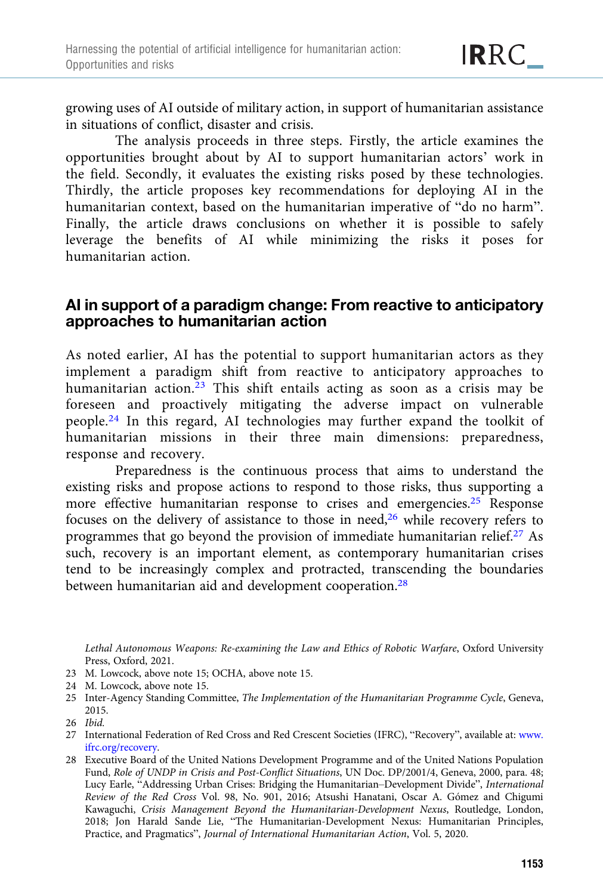growing uses of AI outside of military action, in support of humanitarian assistance in situations of conflict, disaster and crisis.

The analysis proceeds in three steps. Firstly, the article examines the opportunities brought about by AI to support humanitarian actors' work in the field. Secondly, it evaluates the existing risks posed by these technologies. Thirdly, the article proposes key recommendations for deploying AI in the humanitarian context, based on the humanitarian imperative of "do no harm". Finally, the article draws conclusions on whether it is possible to safely leverage the benefits of AI while minimizing the risks it poses for humanitarian action.

## AI in support of a paradigm change: From reactive to anticipatory approaches to humanitarian action

As noted earlier, AI has the potential to support humanitarian actors as they implement a paradigm shift from reactive to anticipatory approaches to humanitarian action.[23] This shift entails acting as soon as a crisis may be foreseen and proactively mitigating the adverse impact on vulnerable people.[24] In this regard, AI technologies may further expand the toolkit of humanitarian missions in their three main dimensions: preparedness, response and recovery.

Preparedness is the continuous process that aims to understand the existing risks and propose actions to respond to those risks, thus supporting a more effective humanitarian response to crises and emergencies.[25] Response focuses on the delivery of assistance to those in need,[26] while recovery refers to programmes that go beyond the provision of immediate humanitarian relief.[27] As such, recovery is an important element, as contemporary humanitarian crises tend to be increasingly complex and protracted, transcending the boundaries between humanitarian aid and development cooperation.[28]

---

*Lethal Autonomous Weapons: Re-examining the Law and Ethics of Robotic Warfare*, Oxford University Press, Oxford, 2021.

23 M. Lowcock, above note 15; OCHA, above note 15.

24 M. Lowcock, above note 15.

25 Inter-Agency Standing Committee, *The Implementation of the Humanitarian Programme Cycle*, Geneva, 2015.

26 *Ibid.*

27 International Federation of Red Cross and Red Crescent Societies (IFRC), "Recovery", available at: www.ifrc.org/recovery.

28 Executive Board of the United Nations Development Programme and of the United Nations Population Fund, *Role of UNDP in Crisis and Post-Conflict Situations*, UN Doc. DP/2001/4, Geneva, 2000, para. 48; Lucy Earle, "Addressing Urban Crises: Bridging the Humanitarian–Development Divide", *International Review of the Red Cross* Vol. 98, No. 901, 2016; Atsushi Hanatani, Oscar A. Gómez and Chigumi Kawaguchi, *Crisis Management Beyond the Humanitarian-Development Nexus*, Routledge, London, 2018; Jon Harald Sande Lie, "The Humanitarian-Development Nexus: Humanitarian Principles, Practice, and Pragmatics", *Journal of International Humanitarian Action*, Vol. 5, 2020.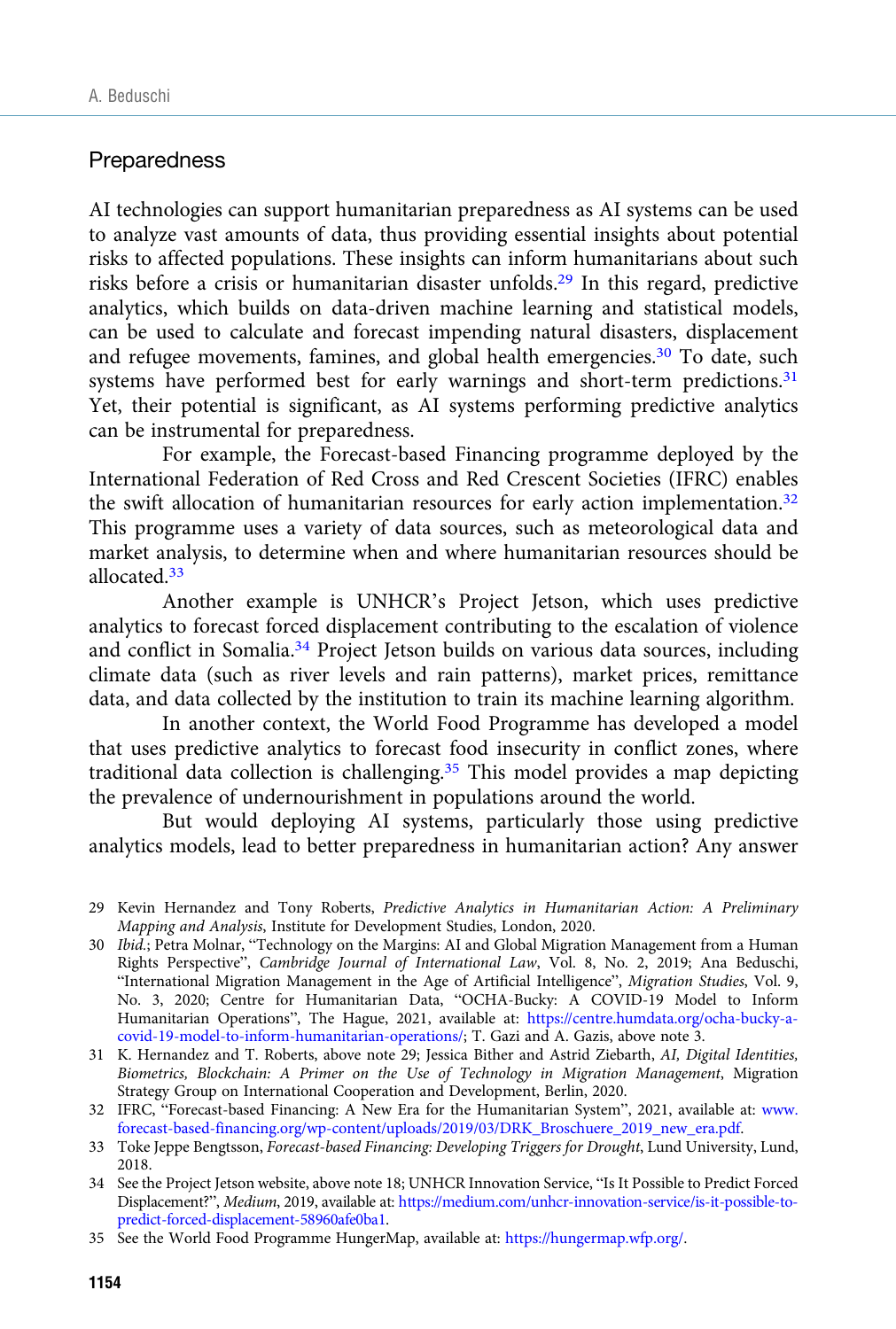## Preparedness

AI technologies can support humanitarian preparedness as AI systems can be used to analyze vast amounts of data, thus providing essential insights about potential risks to affected populations. These insights can inform humanitarians about such risks before a crisis or humanitarian disaster unfolds.[29] In this regard, predictive analytics, which builds on data-driven machine learning and statistical models, can be used to calculate and forecast impending natural disasters, displacement and refugee movements, famines, and global health emergencies.[30] To date, such systems have performed best for early warnings and short-term predictions.[31] Yet, their potential is significant, as AI systems performing predictive analytics can be instrumental for preparedness.

For example, the Forecast-based Financing programme deployed by the International Federation of Red Cross and Red Crescent Societies (IFRC) enables the swift allocation of humanitarian resources for early action implementation.[32] This programme uses a variety of data sources, such as meteorological data and market analysis, to determine when and where humanitarian resources should be allocated.[33]

Another example is UNHCR's Project Jetson, which uses predictive analytics to forecast forced displacement contributing to the escalation of violence and conflict in Somalia.[34] Project Jetson builds on various data sources, including climate data (such as river levels and rain patterns), market prices, remittance data, and data collected by the institution to train its machine learning algorithm.

In another context, the World Food Programme has developed a model that uses predictive analytics to forecast food insecurity in conflict zones, where traditional data collection is challenging.[35] This model provides a map depicting the prevalence of undernourishment in populations around the world.

But would deploying AI systems, particularly those using predictive analytics models, lead to better preparedness in humanitarian action? Any answer

29 Kevin Hernandez and Tony Roberts, *Predictive Analytics in Humanitarian Action: A Preliminary Mapping and Analysis*, Institute for Development Studies, London, 2020.

30 *Ibid.*; Petra Molnar, "Technology on the Margins: AI and Global Migration Management from a Human Rights Perspective", *Cambridge Journal of International Law*, Vol. 8, No. 2, 2019; Ana Beduschi, "International Migration Management in the Age of Artificial Intelligence", *Migration Studies*, Vol. 9, No. 3, 2020; Centre for Humanitarian Data, "OCHA-Bucky: A COVID-19 Model to Inform Humanitarian Operations", The Hague, 2021, available at: https://centre.humdata.org/ocha-bucky-a-covid-19-model-to-inform-humanitarian-operations/; T. Gazi and A. Gazis, above note 3.

31 K. Hernandez and T. Roberts, above note 29; Jessica Bither and Astrid Ziebarth, *AI, Digital Identities, Biometrics, Blockchain: A Primer on the Use of Technology in Migration Management*, Migration Strategy Group on International Cooperation and Development, Berlin, 2020.

32 IFRC, "Forecast-based Financing: A New Era for the Humanitarian System", 2021, available at: www.forecast-based-financing.org/wp-content/uploads/2019/03/DRK_Broschuere_2019_new_era.pdf.

33 Toke Jeppe Bengtsson, *Forecast-based Financing: Developing Triggers for Drought*, Lund University, Lund, 2018.

34 See the Project Jetson website, above note 18; UNHCR Innovation Service, "Is It Possible to Predict Forced Displacement?", *Medium*, 2019, available at: https://medium.com/unhcr-innovation-service/is-it-possible-to-predict-forced-displacement-58960afe0ba1.

35 See the World Food Programme HungerMap, available at: https://hungermap.wfp.org/.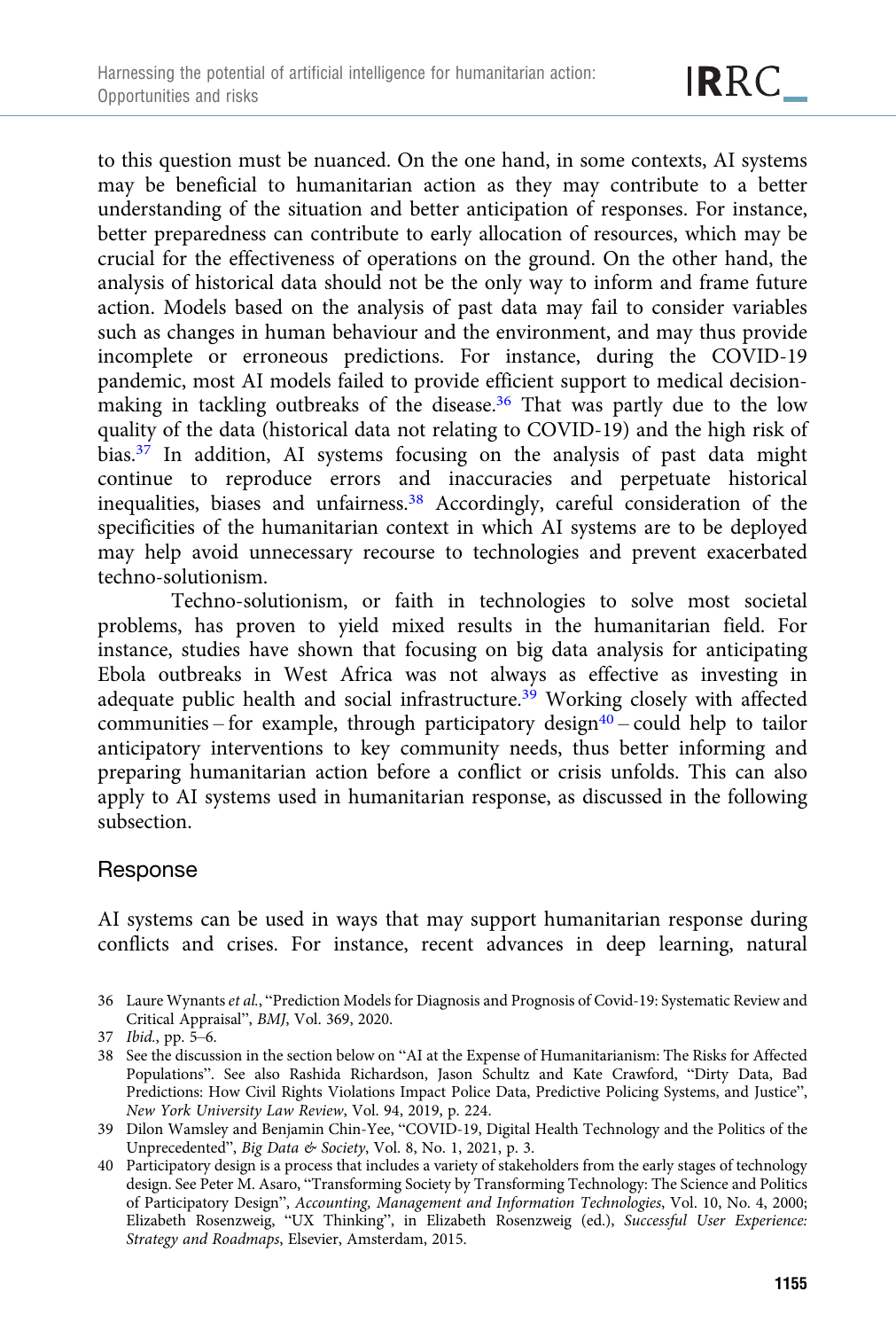to this question must be nuanced. On the one hand, in some contexts, AI systems may be beneficial to humanitarian action as they may contribute to a better understanding of the situation and better anticipation of responses. For instance, better preparedness can contribute to early allocation of resources, which may be crucial for the effectiveness of operations on the ground. On the other hand, the analysis of historical data should not be the only way to inform and frame future action. Models based on the analysis of past data may fail to consider variables such as changes in human behaviour and the environment, and may thus provide incomplete or erroneous predictions. For instance, during the COVID-19 pandemic, most AI models failed to provide efficient support to medical decision-making in tackling outbreaks of the disease.[36] That was partly due to the low quality of the data (historical data not relating to COVID-19) and the high risk of bias.[37] In addition, AI systems focusing on the analysis of past data might continue to reproduce errors and inaccuracies and perpetuate historical inequalities, biases and unfairness.[38] Accordingly, careful consideration of the specificities of the humanitarian context in which AI systems are to be deployed may help avoid unnecessary recourse to technologies and prevent exacerbated techno-solutionism.

Techno-solutionism, or faith in technologies to solve most societal problems, has proven to yield mixed results in the humanitarian field. For instance, studies have shown that focusing on big data analysis for anticipating Ebola outbreaks in West Africa was not always as effective as investing in adequate public health and social infrastructure.[39] Working closely with affected communities – for example, through participatory design[40] – could help to tailor anticipatory interventions to key community needs, thus better informing and preparing humanitarian action before a conflict or crisis unfolds. This can also apply to AI systems used in humanitarian response, as discussed in the following subsection.

## Response

AI systems can be used in ways that may support humanitarian response during conflicts and crises. For instance, recent advances in deep learning, natural

36 Laure Wynants *et al.*, "Prediction Models for Diagnosis and Prognosis of Covid-19: Systematic Review and Critical Appraisal", *BMJ*, Vol. 369, 2020.

37 *Ibid.*, pp. 5–6.

38 See the discussion in the section below on "AI at the Expense of Humanitarianism: The Risks for Affected Populations". See also Rashida Richardson, Jason Schultz and Kate Crawford, "Dirty Data, Bad Predictions: How Civil Rights Violations Impact Police Data, Predictive Policing Systems, and Justice", *New York University Law Review*, Vol. 94, 2019, p. 224.

39 Dilon Wamsley and Benjamin Chin-Yee, "COVID-19, Digital Health Technology and the Politics of the Unprecedented", *Big Data & Society*, Vol. 8, No. 1, 2021, p. 3.

40 Participatory design is a process that includes a variety of stakeholders from the early stages of technology design. See Peter M. Asaro, "Transforming Society by Transforming Technology: The Science and Politics of Participatory Design", *Accounting, Management and Information Technologies*, Vol. 10, No. 4, 2000; Elizabeth Rosenzweig, "UX Thinking", in Elizabeth Rosenzweig (ed.), *Successful User Experience: Strategy and Roadmaps*, Elsevier, Amsterdam, 2015.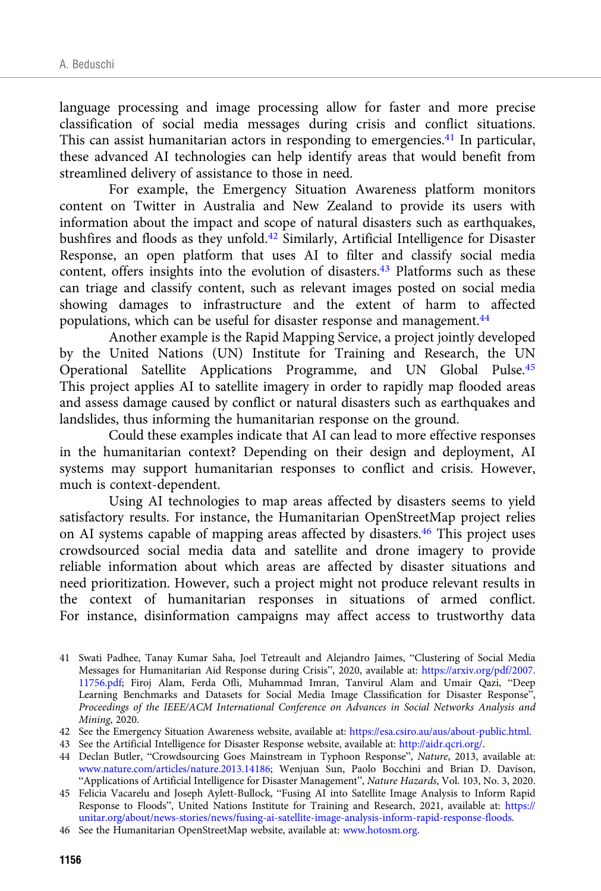language processing and image processing allow for faster and more precise classification of social media messages during crisis and conflict situations. This can assist humanitarian actors in responding to emergencies.[41] In particular, these advanced AI technologies can help identify areas that would benefit from streamlined delivery of assistance to those in need.

For example, the Emergency Situation Awareness platform monitors content on Twitter in Australia and New Zealand to provide its users with information about the impact and scope of natural disasters such as earthquakes, bushfires and floods as they unfold.[42] Similarly, Artificial Intelligence for Disaster Response, an open platform that uses AI to filter and classify social media content, offers insights into the evolution of disasters.[43] Platforms such as these can triage and classify content, such as relevant images posted on social media showing damages to infrastructure and the extent of harm to affected populations, which can be useful for disaster response and management.[44]

Another example is the Rapid Mapping Service, a project jointly developed by the United Nations (UN) Institute for Training and Research, the UN Operational Satellite Applications Programme, and UN Global Pulse.[45] This project applies AI to satellite imagery in order to rapidly map flooded areas and assess damage caused by conflict or natural disasters such as earthquakes and landslides, thus informing the humanitarian response on the ground.

Could these examples indicate that AI can lead to more effective responses in the humanitarian context? Depending on their design and deployment, AI systems may support humanitarian responses to conflict and crisis. However, much is context-dependent.

Using AI technologies to map areas affected by disasters seems to yield satisfactory results. For instance, the Humanitarian OpenStreetMap project relies on AI systems capable of mapping areas affected by disasters.[46] This project uses crowdsourced social media data and satellite and drone imagery to provide reliable information about which areas are affected by disaster situations and need prioritization. However, such a project might not produce relevant results in the context of humanitarian responses in situations of armed conflict. For instance, disinformation campaigns may affect access to trustworthy data

41 Swati Padhee, Tanay Kumar Saha, Joel Tetreault and Alejandro Jaimes, "Clustering of Social Media Messages for Humanitarian Aid Response during Crisis", 2020, available at: https://arxiv.org/pdf/2007.11756.pdf; Firoj Alam, Ferda Ofli, Muhammad Imran, Tanvirul Alam and Umair Qazi, "Deep Learning Benchmarks and Datasets for Social Media Image Classification for Disaster Response", *Proceedings of the IEEE/ACM International Conference on Advances in Social Networks Analysis and Mining*, 2020.

42 See the Emergency Situation Awareness website, available at: https://esa.csiro.au/aus/about-public.html.

43 See the Artificial Intelligence for Disaster Response website, available at: http://aidr.qcri.org/.

44 Declan Butler, "Crowdsourcing Goes Mainstream in Typhoon Response", *Nature*, 2013, available at: www.nature.com/articles/nature.2013.14186; Wenjuan Sun, Paolo Bocchini and Brian D. Davison, "Applications of Artificial Intelligence for Disaster Management", *Nature Hazards*, Vol. 103, No. 3, 2020.

45 Felicia Vacarelu and Joseph Aylett-Bullock, "Fusing AI into Satellite Image Analysis to Inform Rapid Response to Floods", United Nations Institute for Training and Research, 2021, available at: https://unitar.org/about/news-stories/news/fusing-ai-satellite-image-analysis-inform-rapid-response-floods.

46 See the Humanitarian OpenStreetMap website, available at: www.hotosm.org.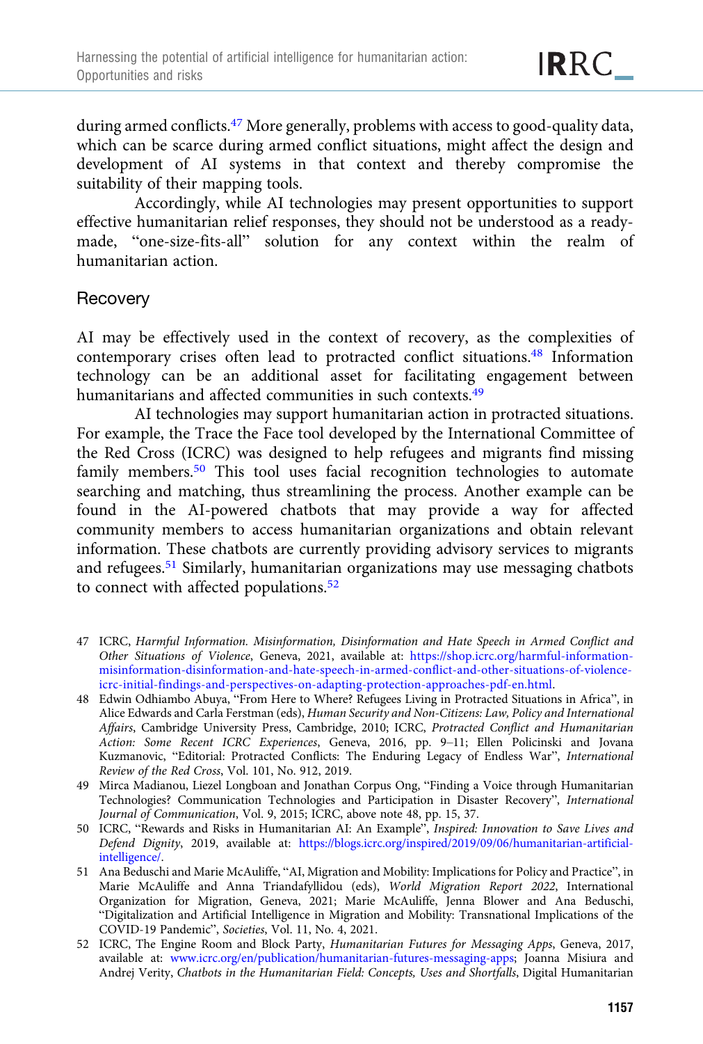during armed conflicts.[47] More generally, problems with access to good-quality data, which can be scarce during armed conflict situations, might affect the design and development of AI systems in that context and thereby compromise the suitability of their mapping tools.

Accordingly, while AI technologies may present opportunities to support effective humanitarian relief responses, they should not be understood as a ready-made, "one-size-fits-all" solution for any context within the realm of humanitarian action.

## Recovery

AI may be effectively used in the context of recovery, as the complexities of contemporary crises often lead to protracted conflict situations.[48] Information technology can be an additional asset for facilitating engagement between humanitarians and affected communities in such contexts.[49]

AI technologies may support humanitarian action in protracted situations. For example, the Trace the Face tool developed by the International Committee of the Red Cross (ICRC) was designed to help refugees and migrants find missing family members.[50] This tool uses facial recognition technologies to automate searching and matching, thus streamlining the process. Another example can be found in the AI-powered chatbots that may provide a way for affected community members to access humanitarian organizations and obtain relevant information. These chatbots are currently providing advisory services to migrants and refugees.[51] Similarly, humanitarian organizations may use messaging chatbots to connect with affected populations.[52]

47 ICRC, *Harmful Information. Misinformation, Disinformation and Hate Speech in Armed Conflict and Other Situations of Violence*, Geneva, 2021, available at: https://shop.icrc.org/harmful-information-misinformation-disinformation-and-hate-speech-in-armed-conflict-and-other-situations-of-violence-icrc-initial-findings-and-perspectives-on-adapting-protection-approaches-pdf-en.html.

48 Edwin Odhiambo Abuya, "From Here to Where? Refugees Living in Protracted Situations in Africa", in Alice Edwards and Carla Ferstman (eds), *Human Security and Non-Citizens: Law, Policy and International Affairs*, Cambridge University Press, Cambridge, 2010; ICRC, *Protracted Conflict and Humanitarian Action: Some Recent ICRC Experiences*, Geneva, 2016, pp. 9–11; Ellen Policinski and Jovana Kuzmanovic, "Editorial: Protracted Conflicts: The Enduring Legacy of Endless War", *International Review of the Red Cross*, Vol. 101, No. 912, 2019.

49 Mirca Madianou, Liezel Longboan and Jonathan Corpus Ong, "Finding a Voice through Humanitarian Technologies? Communication Technologies and Participation in Disaster Recovery", *International Journal of Communication*, Vol. 9, 2015; ICRC, above note 48, pp. 15, 37.

50 ICRC, "Rewards and Risks in Humanitarian AI: An Example", *Inspired: Innovation to Save Lives and Defend Dignity*, 2019, available at: https://blogs.icrc.org/inspired/2019/09/06/humanitarian-artificial-intelligence/.

51 Ana Beduschi and Marie McAuliffe, "AI, Migration and Mobility: Implications for Policy and Practice", in Marie McAuliffe and Anna Triandafyllidou (eds), *World Migration Report 2022*, International Organization for Migration, Geneva, 2021; Marie McAuliffe, Jenna Blower and Ana Beduschi, "Digitalization and Artificial Intelligence in Migration and Mobility: Transnational Implications of the COVID-19 Pandemic", *Societies*, Vol. 11, No. 4, 2021.

52 ICRC, The Engine Room and Block Party, *Humanitarian Futures for Messaging Apps*, Geneva, 2017, available at: www.icrc.org/en/publication/humanitarian-futures-messaging-apps; Joanna Misiura and Andrej Verity, *Chatbots in the Humanitarian Field: Concepts, Uses and Shortfalls*, Digital Humanitarian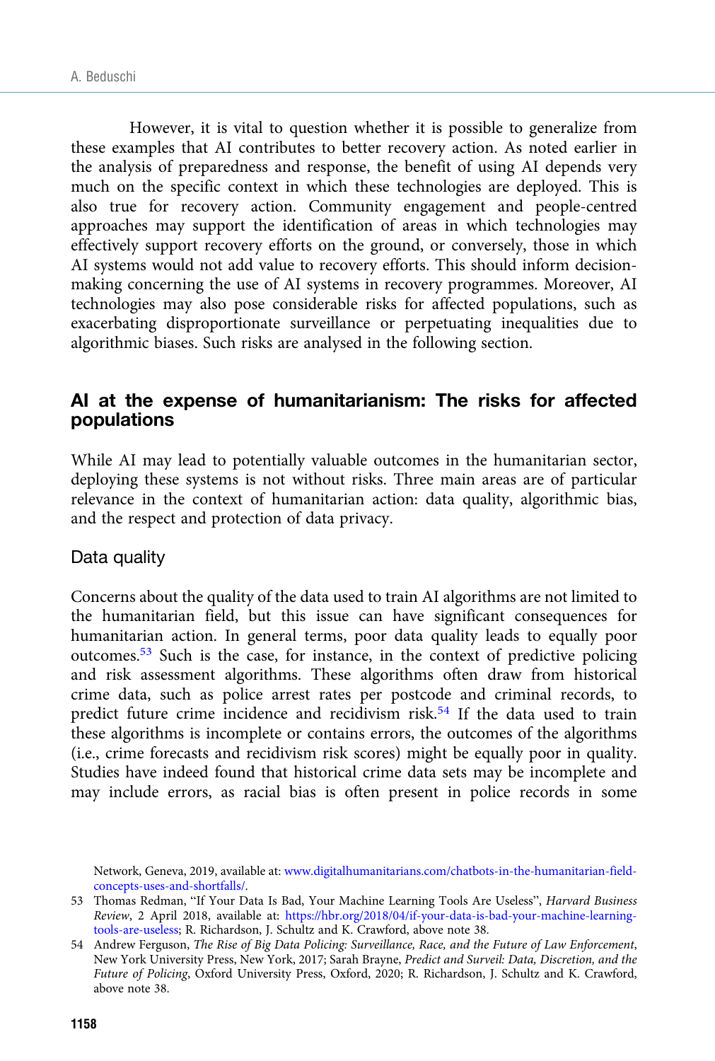However, it is vital to question whether it is possible to generalize from these examples that AI contributes to better recovery action. As noted earlier in the analysis of preparedness and response, the benefit of using AI depends very much on the specific context in which these technologies are deployed. This is also true for recovery action. Community engagement and people-centred approaches may support the identification of areas in which technologies may effectively support recovery efforts on the ground, or conversely, those in which AI systems would not add value to recovery efforts. This should inform decision-making concerning the use of AI systems in recovery programmes. Moreover, AI technologies may also pose considerable risks for affected populations, such as exacerbating disproportionate surveillance or perpetuating inequalities due to algorithmic biases. Such risks are analysed in the following section.

## AI at the expense of humanitarianism: The risks for affected populations

While AI may lead to potentially valuable outcomes in the humanitarian sector, deploying these systems is not without risks. Three main areas are of particular relevance in the context of humanitarian action: data quality, algorithmic bias, and the respect and protection of data privacy.

### Data quality

Concerns about the quality of the data used to train AI algorithms are not limited to the humanitarian field, but this issue can have significant consequences for humanitarian action. In general terms, poor data quality leads to equally poor outcomes.[53] Such is the case, for instance, in the context of predictive policing and risk assessment algorithms. These algorithms often draw from historical crime data, such as police arrest rates per postcode and criminal records, to predict future crime incidence and recidivism risk.[54] If the data used to train these algorithms is incomplete or contains errors, the outcomes of the algorithms (i.e., crime forecasts and recidivism risk scores) might be equally poor in quality. Studies have indeed found that historical crime data sets may be incomplete and may include errors, as racial bias is often present in police records in some

Network, Geneva, 2019, available at: www.digitalhumanitarians.com/chatbots-in-the-humanitarian-field-concepts-uses-and-shortfalls/.

53 Thomas Redman, "If Your Data Is Bad, Your Machine Learning Tools Are Useless", *Harvard Business Review*, 2 April 2018, available at: https://hbr.org/2018/04/if-your-data-is-bad-your-machine-learning-tools-are-useless; R. Richardson, J. Schultz and K. Crawford, above note 38.

54 Andrew Ferguson, *The Rise of Big Data Policing: Surveillance, Race, and the Future of Law Enforcement*, New York University Press, New York, 2017; Sarah Brayne, *Predict and Surveil: Data, Discretion, and the Future of Policing*, Oxford University Press, Oxford, 2020; R. Richardson, J. Schultz and K. Crawford, above note 38.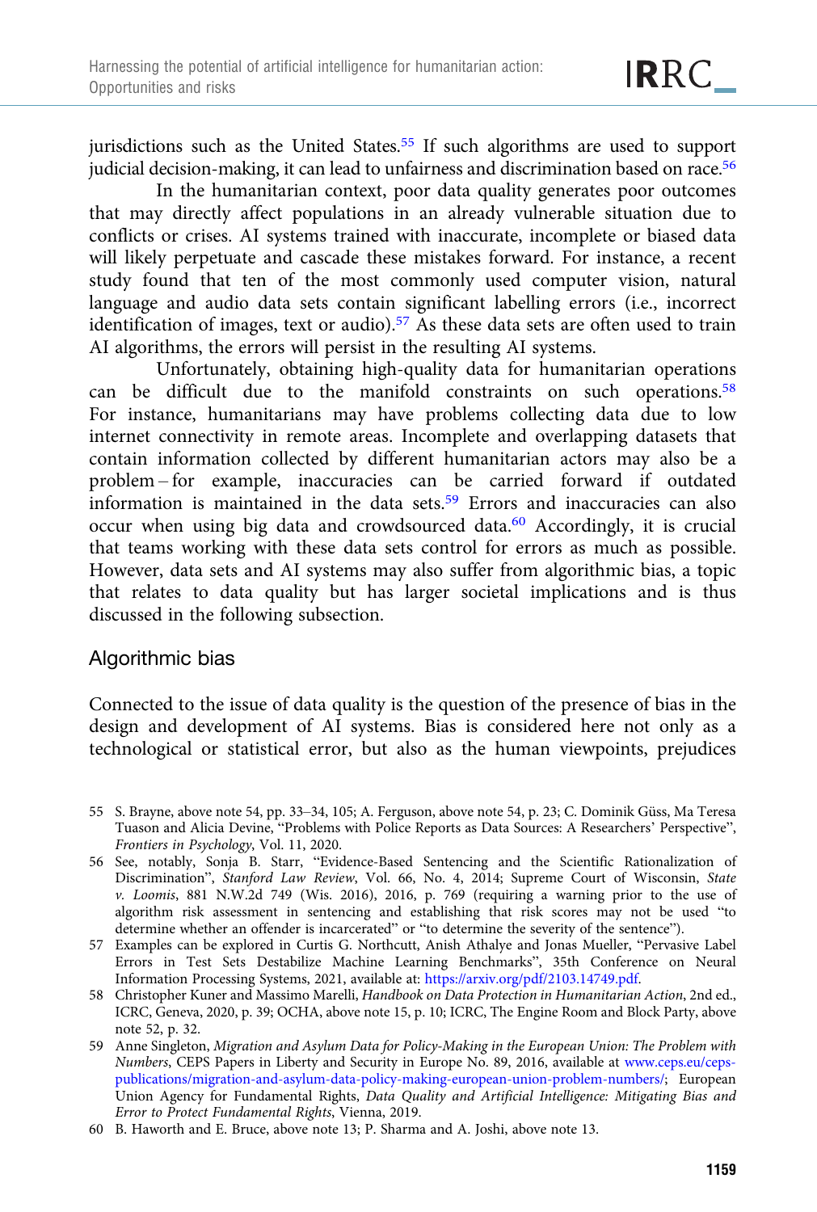jurisdictions such as the United States.[55] If such algorithms are used to support judicial decision-making, it can lead to unfairness and discrimination based on race.[56]

In the humanitarian context, poor data quality generates poor outcomes that may directly affect populations in an already vulnerable situation due to conflicts or crises. AI systems trained with inaccurate, incomplete or biased data will likely perpetuate and cascade these mistakes forward. For instance, a recent study found that ten of the most commonly used computer vision, natural language and audio data sets contain significant labelling errors (i.e., incorrect identification of images, text or audio).[57] As these data sets are often used to train AI algorithms, the errors will persist in the resulting AI systems.

Unfortunately, obtaining high-quality data for humanitarian operations can be difficult due to the manifold constraints on such operations.[58] For instance, humanitarians may have problems collecting data due to low internet connectivity in remote areas. Incomplete and overlapping datasets that contain information collected by different humanitarian actors may also be a problem – for example, inaccuracies can be carried forward if outdated information is maintained in the data sets.[59] Errors and inaccuracies can also occur when using big data and crowdsourced data.[60] Accordingly, it is crucial that teams working with these data sets control for errors as much as possible. However, data sets and AI systems may also suffer from algorithmic bias, a topic that relates to data quality but has larger societal implications and is thus discussed in the following subsection.

## Algorithmic bias

Connected to the issue of data quality is the question of the presence of bias in the design and development of AI systems. Bias is considered here not only as a technological or statistical error, but also as the human viewpoints, prejudices

55 S. Brayne, above note 54, pp. 33–34, 105; A. Ferguson, above note 54, p. 23; C. Dominik Güss, Ma Teresa Tuason and Alicia Devine, "Problems with Police Reports as Data Sources: A Researchers' Perspective", *Frontiers in Psychology*, Vol. 11, 2020.

56 See, notably, Sonja B. Starr, "Evidence-Based Sentencing and the Scientific Rationalization of Discrimination", *Stanford Law Review*, Vol. 66, No. 4, 2014; Supreme Court of Wisconsin, *State v. Loomis*, 881 N.W.2d 749 (Wis. 2016), 2016, p. 769 (requiring a warning prior to the use of algorithm risk assessment in sentencing and establishing that risk scores may not be used "to determine whether an offender is incarcerated" or "to determine the severity of the sentence").

57 Examples can be explored in Curtis G. Northcutt, Anish Athalye and Jonas Mueller, "Pervasive Label Errors in Test Sets Destabilize Machine Learning Benchmarks", 35th Conference on Neural Information Processing Systems, 2021, available at: https://arxiv.org/pdf/2103.14749.pdf.

58 Christopher Kuner and Massimo Marelli, *Handbook on Data Protection in Humanitarian Action*, 2nd ed., ICRC, Geneva, 2020, p. 39; OCHA, above note 15, p. 10; ICRC, The Engine Room and Block Party, above note 52, p. 32.

59 Anne Singleton, *Migration and Asylum Data for Policy-Making in the European Union: The Problem with Numbers*, CEPS Papers in Liberty and Security in Europe No. 89, 2016, available at www.ceps.eu/ceps-publications/migration-and-asylum-data-policy-making-european-union-problem-numbers/; European Union Agency for Fundamental Rights, *Data Quality and Artificial Intelligence: Mitigating Bias and Error to Protect Fundamental Rights*, Vienna, 2019.

60 B. Haworth and E. Bruce, above note 13; P. Sharma and A. Joshi, above note 13.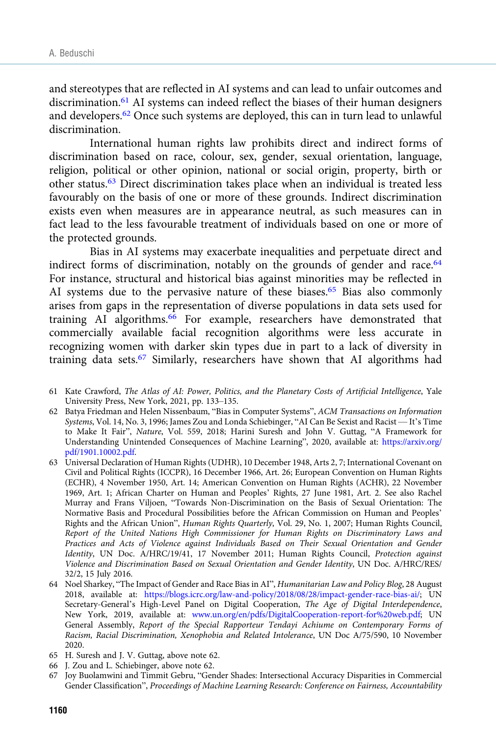and stereotypes that are reflected in AI systems and can lead to unfair outcomes and discrimination.[61] AI systems can indeed reflect the biases of their human designers and developers.[62] Once such systems are deployed, this can in turn lead to unlawful discrimination.

International human rights law prohibits direct and indirect forms of discrimination based on race, colour, sex, gender, sexual orientation, language, religion, political or other opinion, national or social origin, property, birth or other status.[63] Direct discrimination takes place when an individual is treated less favourably on the basis of one or more of these grounds. Indirect discrimination exists even when measures are in appearance neutral, as such measures can in fact lead to the less favourable treatment of individuals based on one or more of the protected grounds.

Bias in AI systems may exacerbate inequalities and perpetuate direct and indirect forms of discrimination, notably on the grounds of gender and race.[64] For instance, structural and historical bias against minorities may be reflected in AI systems due to the pervasive nature of these biases.[65] Bias also commonly arises from gaps in the representation of diverse populations in data sets used for training AI algorithms.[66] For example, researchers have demonstrated that commercially available facial recognition algorithms were less accurate in recognizing women with darker skin types due in part to a lack of diversity in training data sets.[67] Similarly, researchers have shown that AI algorithms had

61 Kate Crawford, *The Atlas of AI: Power, Politics, and the Planetary Costs of Artificial Intelligence*, Yale University Press, New York, 2021, pp. 133–135.

62 Batya Friedman and Helen Nissenbaum, "Bias in Computer Systems", *ACM Transactions on Information Systems*, Vol. 14, No. 3, 1996; James Zou and Londa Schiebinger, "AI Can Be Sexist and Racist — It's Time to Make It Fair", *Nature*, Vol. 559, 2018; Harini Suresh and John V. Guttag, "A Framework for Understanding Unintended Consequences of Machine Learning", 2020, available at: https://arxiv.org/pdf/1901.10002.pdf.

63 Universal Declaration of Human Rights (UDHR), 10 December 1948, Arts 2, 7; International Covenant on Civil and Political Rights (ICCPR), 16 December 1966, Art. 26; European Convention on Human Rights (ECHR), 4 November 1950, Art. 14; American Convention on Human Rights (ACHR), 22 November 1969, Art. 1; African Charter on Human and Peoples' Rights, 27 June 1981, Art. 2. See also Rachel Murray and Frans Viljoen, "Towards Non-Discrimination on the Basis of Sexual Orientation: The Normative Basis and Procedural Possibilities before the African Commission on Human and Peoples' Rights and the African Union", *Human Rights Quarterly*, Vol. 29, No. 1, 2007; Human Rights Council, *Report of the United Nations High Commissioner for Human Rights on Discriminatory Laws and Practices and Acts of Violence against Individuals Based on Their Sexual Orientation and Gender Identity*, UN Doc. A/HRC/19/41, 17 November 2011; Human Rights Council, *Protection against Violence and Discrimination Based on Sexual Orientation and Gender Identity*, UN Doc. A/HRC/RES/32/2, 15 July 2016.

64 Noel Sharkey, "The Impact of Gender and Race Bias in AI", *Humanitarian Law and Policy Blog*, 28 August 2018, available at: https://blogs.icrc.org/law-and-policy/2018/08/28/impact-gender-race-bias-ai/; UN Secretary-General's High-Level Panel on Digital Cooperation, *The Age of Digital Interdependence*, New York, 2019, available at: www.un.org/en/pdfs/DigitalCooperation-report-for%20web.pdf; UN General Assembly, *Report of the Special Rapporteur Tendayi Achiume on Contemporary Forms of Racism, Racial Discrimination, Xenophobia and Related Intolerance*, UN Doc A/75/590, 10 November 2020.

65 H. Suresh and J. V. Guttag, above note 62.

66 J. Zou and L. Schiebinger, above note 62.

67 Joy Buolamwini and Timmit Gebru, "Gender Shades: Intersectional Accuracy Disparities in Commercial Gender Classification", *Proceedings of Machine Learning Research: Conference on Fairness, Accountability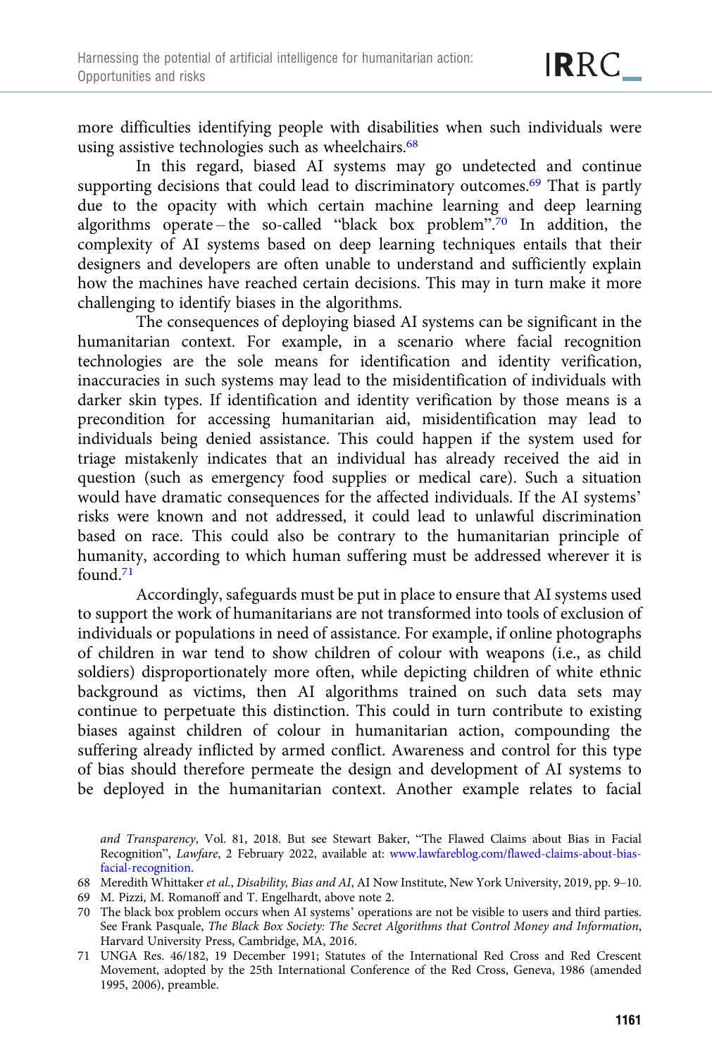more difficulties identifying people with disabilities when such individuals were using assistive technologies such as wheelchairs.[68]

In this regard, biased AI systems may go undetected and continue supporting decisions that could lead to discriminatory outcomes.[69] That is partly due to the opacity with which certain machine learning and deep learning algorithms operate – the so-called "black box problem".[70] In addition, the complexity of AI systems based on deep learning techniques entails that their designers and developers are often unable to understand and sufficiently explain how the machines have reached certain decisions. This may in turn make it more challenging to identify biases in the algorithms.

The consequences of deploying biased AI systems can be significant in the humanitarian context. For example, in a scenario where facial recognition technologies are the sole means for identification and identity verification, inaccuracies in such systems may lead to the misidentification of individuals with darker skin types. If identification and identity verification by those means is a precondition for accessing humanitarian aid, misidentification may lead to individuals being denied assistance. This could happen if the system used for triage mistakenly indicates that an individual has already received the aid in question (such as emergency food supplies or medical care). Such a situation would have dramatic consequences for the affected individuals. If the AI systems' risks were known and not addressed, it could lead to unlawful discrimination based on race. This could also be contrary to the humanitarian principle of humanity, according to which human suffering must be addressed wherever it is found.[71]

Accordingly, safeguards must be put in place to ensure that AI systems used to support the work of humanitarians are not transformed into tools of exclusion of individuals or populations in need of assistance. For example, if online photographs of children in war tend to show children of colour with weapons (i.e., as child soldiers) disproportionately more often, while depicting children of white ethnic background as victims, then AI algorithms trained on such data sets may continue to perpetuate this distinction. This could in turn contribute to existing biases against children of colour in humanitarian action, compounding the suffering already inflicted by armed conflict. Awareness and control for this type of bias should therefore permeate the design and development of AI systems to be deployed in the humanitarian context. Another example relates to facial

*and Transparency*, Vol. 81, 2018. But see Stewart Baker, "The Flawed Claims about Bias in Facial Recognition", *Lawfare*, 2 February 2022, available at: www.lawfareblog.com/flawed-claims-about-bias-facial-recognition.

68 Meredith Whittaker *et al.*, *Disability, Bias and AI*, AI Now Institute, New York University, 2019, pp. 9–10.

69 M. Pizzi, M. Romanoff and T. Engelhardt, above note 2.

70 The black box problem occurs when AI systems' operations are not be visible to users and third parties. See Frank Pasquale, *The Black Box Society: The Secret Algorithms that Control Money and Information*, Harvard University Press, Cambridge, MA, 2016.

71 UNGA Res. 46/182, 19 December 1991; Statutes of the International Red Cross and Red Crescent Movement, adopted by the 25th International Conference of the Red Cross, Geneva, 1986 (amended 1995, 2006), preamble.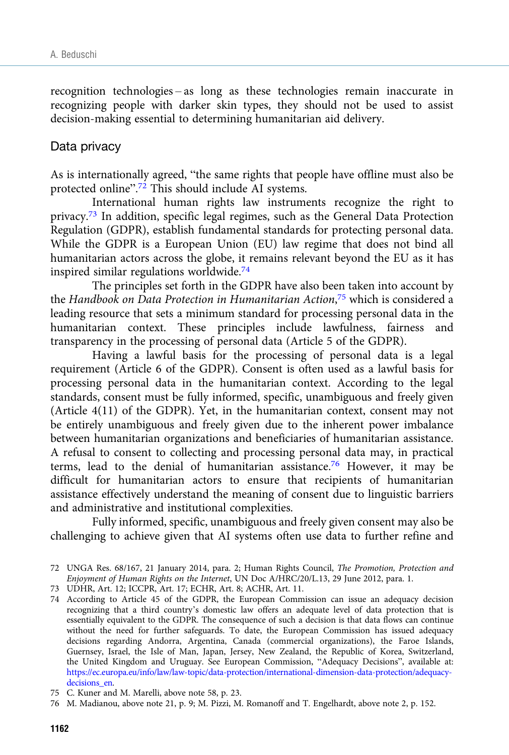recognition technologies – as long as these technologies remain inaccurate in recognizing people with darker skin types, they should not be used to assist decision-making essential to determining humanitarian aid delivery.

## Data privacy

As is internationally agreed, "the same rights that people have offline must also be protected online".[72] This should include AI systems.

International human rights law instruments recognize the right to privacy.[73] In addition, specific legal regimes, such as the General Data Protection Regulation (GDPR), establish fundamental standards for protecting personal data. While the GDPR is a European Union (EU) law regime that does not bind all humanitarian actors across the globe, it remains relevant beyond the EU as it has inspired similar regulations worldwide.[74]

The principles set forth in the GDPR have also been taken into account by the *Handbook on Data Protection in Humanitarian Action*,[75] which is considered a leading resource that sets a minimum standard for processing personal data in the humanitarian context. These principles include lawfulness, fairness and transparency in the processing of personal data (Article 5 of the GDPR).

Having a lawful basis for the processing of personal data is a legal requirement (Article 6 of the GDPR). Consent is often used as a lawful basis for processing personal data in the humanitarian context. According to the legal standards, consent must be fully informed, specific, unambiguous and freely given (Article 4(11) of the GDPR). Yet, in the humanitarian context, consent may not be entirely unambiguous and freely given due to the inherent power imbalance between humanitarian organizations and beneficiaries of humanitarian assistance. A refusal to consent to collecting and processing personal data may, in practical terms, lead to the denial of humanitarian assistance.[76] However, it may be difficult for humanitarian actors to ensure that recipients of humanitarian assistance effectively understand the meaning of consent due to linguistic barriers and administrative and institutional complexities.

Fully informed, specific, unambiguous and freely given consent may also be challenging to achieve given that AI systems often use data to further refine and

---

72 UNGA Res. 68/167, 21 January 2014, para. 2; Human Rights Council, *The Promotion, Protection and Enjoyment of Human Rights on the Internet*, UN Doc A/HRC/20/L.13, 29 June 2012, para. 1.

73 UDHR, Art. 12; ICCPR, Art. 17; ECHR, Art. 8; ACHR, Art. 11.

74 According to Article 45 of the GDPR, the European Commission can issue an adequacy decision recognizing that a third country's domestic law offers an adequate level of data protection that is essentially equivalent to the GDPR. The consequence of such a decision is that data flows can continue without the need for further safeguards. To date, the European Commission has issued adequacy decisions regarding Andorra, Argentina, Canada (commercial organizations), the Faroe Islands, Guernsey, Israel, the Isle of Man, Japan, Jersey, New Zealand, the Republic of Korea, Switzerland, the United Kingdom and Uruguay. See European Commission, "Adequacy Decisions", available at: https://ec.europa.eu/info/law/law-topic/data-protection/international-dimension-data-protection/adequacy-decisions_en.

75 C. Kuner and M. Marelli, above note 58, p. 23.

76 M. Madianou, above note 21, p. 9; M. Pizzi, M. Romanoff and T. Engelhardt, above note 2, p. 152.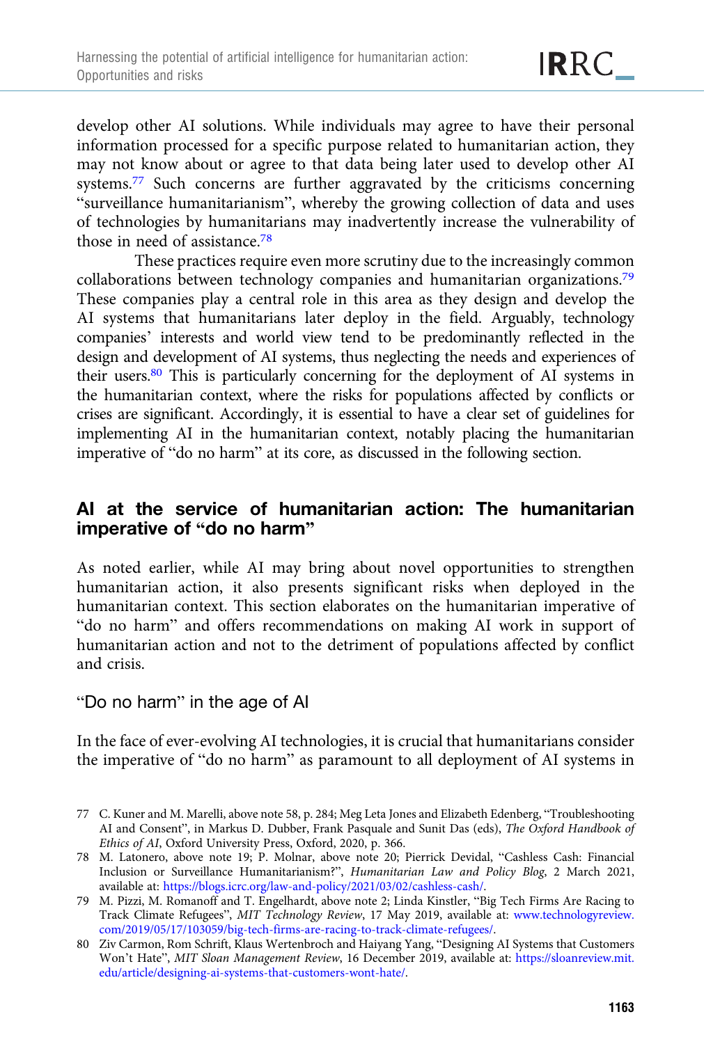develop other AI solutions. While individuals may agree to have their personal information processed for a specific purpose related to humanitarian action, they may not know about or agree to that data being later used to develop other AI systems.[77] Such concerns are further aggravated by the criticisms concerning "surveillance humanitarianism", whereby the growing collection of data and uses of technologies by humanitarians may inadvertently increase the vulnerability of those in need of assistance.[78]

These practices require even more scrutiny due to the increasingly common collaborations between technology companies and humanitarian organizations.[79] These companies play a central role in this area as they design and develop the AI systems that humanitarians later deploy in the field. Arguably, technology companies' interests and world view tend to be predominantly reflected in the design and development of AI systems, thus neglecting the needs and experiences of their users.[80] This is particularly concerning for the deployment of AI systems in the humanitarian context, where the risks for populations affected by conflicts or crises are significant. Accordingly, it is essential to have a clear set of guidelines for implementing AI in the humanitarian context, notably placing the humanitarian imperative of "do no harm" at its core, as discussed in the following section.

## AI at the service of humanitarian action: The humanitarian imperative of "do no harm"

As noted earlier, while AI may bring about novel opportunities to strengthen humanitarian action, it also presents significant risks when deployed in the humanitarian context. This section elaborates on the humanitarian imperative of "do no harm" and offers recommendations on making AI work in support of humanitarian action and not to the detriment of populations affected by conflict and crisis.

### "Do no harm" in the age of AI

In the face of ever-evolving AI technologies, it is crucial that humanitarians consider the imperative of "do no harm" as paramount to all deployment of AI systems in

77 C. Kuner and M. Marelli, above note 58, p. 284; Meg Leta Jones and Elizabeth Edenberg, "Troubleshooting AI and Consent", in Markus D. Dubber, Frank Pasquale and Sunit Das (eds), *The Oxford Handbook of Ethics of AI*, Oxford University Press, Oxford, 2020, p. 366.

78 M. Latonero, above note 19; P. Molnar, above note 20; Pierrick Devidal, "Cashless Cash: Financial Inclusion or Surveillance Humanitarianism?", *Humanitarian Law and Policy Blog*, 2 March 2021, available at: https://blogs.icrc.org/law-and-policy/2021/03/02/cashless-cash/.

79 M. Pizzi, M. Romanoff and T. Engelhardt, above note 2; Linda Kinstler, "Big Tech Firms Are Racing to Track Climate Refugees", *MIT Technology Review*, 17 May 2019, available at: www.technologyreview.com/2019/05/17/103059/big-tech-firms-are-racing-to-track-climate-refugees/.

80 Ziv Carmon, Rom Schrift, Klaus Wertenbroch and Haiyang Yang, "Designing AI Systems that Customers Won't Hate", *MIT Sloan Management Review*, 16 December 2019, available at: https://sloanreview.mit.edu/article/designing-ai-systems-that-customers-wont-hate/.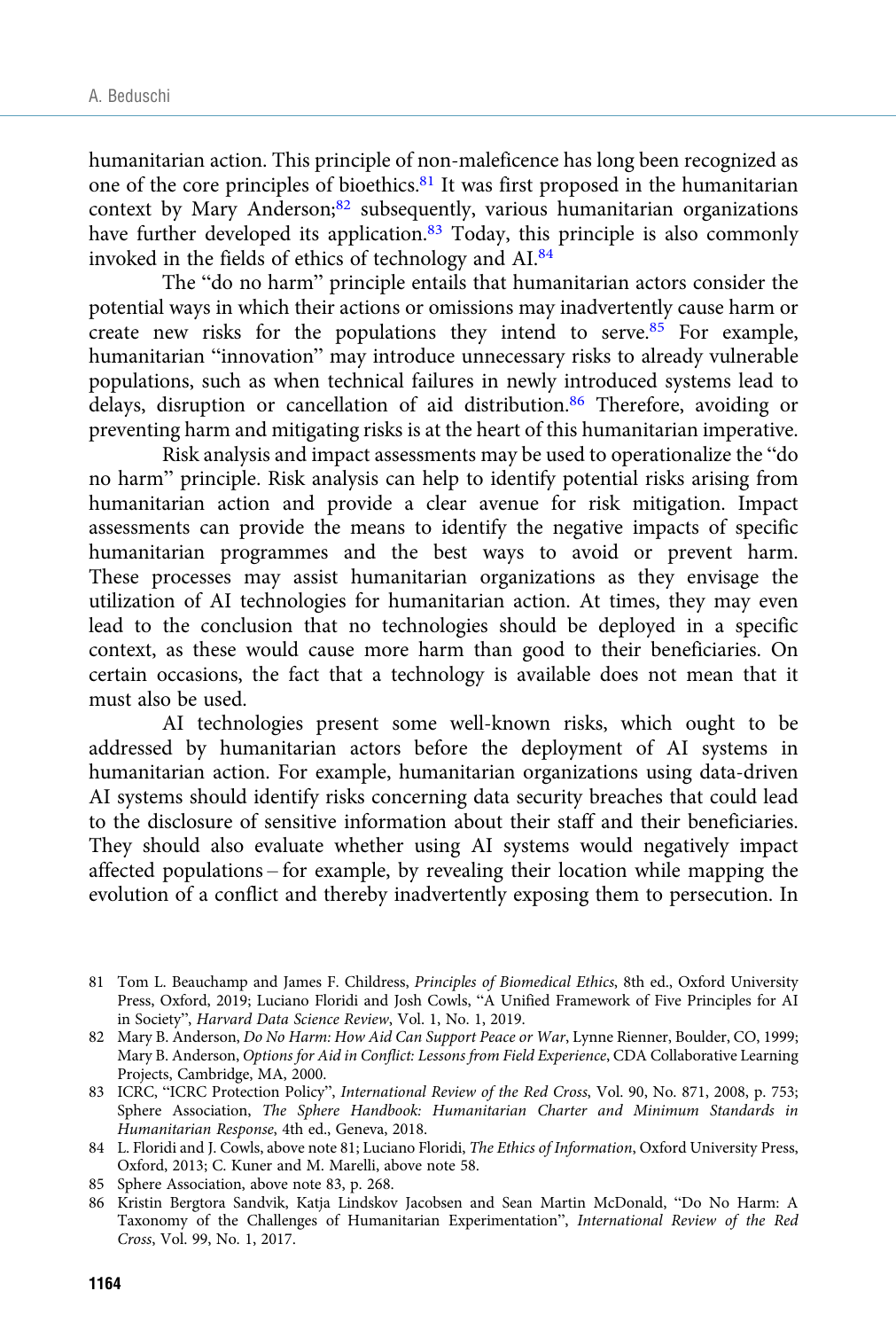humanitarian action. This principle of non-maleficence has long been recognized as one of the core principles of bioethics.[81] It was first proposed in the humanitarian context by Mary Anderson;[82] subsequently, various humanitarian organizations have further developed its application.[83] Today, this principle is also commonly invoked in the fields of ethics of technology and AI.[84]

The "do no harm" principle entails that humanitarian actors consider the potential ways in which their actions or omissions may inadvertently cause harm or create new risks for the populations they intend to serve.[85] For example, humanitarian "innovation" may introduce unnecessary risks to already vulnerable populations, such as when technical failures in newly introduced systems lead to delays, disruption or cancellation of aid distribution.[86] Therefore, avoiding or preventing harm and mitigating risks is at the heart of this humanitarian imperative.

Risk analysis and impact assessments may be used to operationalize the "do no harm" principle. Risk analysis can help to identify potential risks arising from humanitarian action and provide a clear avenue for risk mitigation. Impact assessments can provide the means to identify the negative impacts of specific humanitarian programmes and the best ways to avoid or prevent harm. These processes may assist humanitarian organizations as they envisage the utilization of AI technologies for humanitarian action. At times, they may even lead to the conclusion that no technologies should be deployed in a specific context, as these would cause more harm than good to their beneficiaries. On certain occasions, the fact that a technology is available does not mean that it must also be used.

AI technologies present some well-known risks, which ought to be addressed by humanitarian actors before the deployment of AI systems in humanitarian action. For example, humanitarian organizations using data-driven AI systems should identify risks concerning data security breaches that could lead to the disclosure of sensitive information about their staff and their beneficiaries. They should also evaluate whether using AI systems would negatively impact affected populations – for example, by revealing their location while mapping the evolution of a conflict and thereby inadvertently exposing them to persecution. In

81 Tom L. Beauchamp and James F. Childress, *Principles of Biomedical Ethics*, 8th ed., Oxford University Press, Oxford, 2019; Luciano Floridi and Josh Cowls, "A Unified Framework of Five Principles for AI in Society", *Harvard Data Science Review*, Vol. 1, No. 1, 2019.

82 Mary B. Anderson, *Do No Harm: How Aid Can Support Peace or War*, Lynne Rienner, Boulder, CO, 1999; Mary B. Anderson, *Options for Aid in Conflict: Lessons from Field Experience*, CDA Collaborative Learning Projects, Cambridge, MA, 2000.

83 ICRC, "ICRC Protection Policy", *International Review of the Red Cross*, Vol. 90, No. 871, 2008, p. 753; Sphere Association, *The Sphere Handbook: Humanitarian Charter and Minimum Standards in Humanitarian Response*, 4th ed., Geneva, 2018.

84 L. Floridi and J. Cowls, above note 81; Luciano Floridi, *The Ethics of Information*, Oxford University Press, Oxford, 2013; C. Kuner and M. Marelli, above note 58.

85 Sphere Association, above note 83, p. 268.

86 Kristin Bergtora Sandvik, Katja Lindskov Jacobsen and Sean Martin McDonald, "Do No Harm: A Taxonomy of the Challenges of Humanitarian Experimentation", *International Review of the Red Cross*, Vol. 99, No. 1, 2017.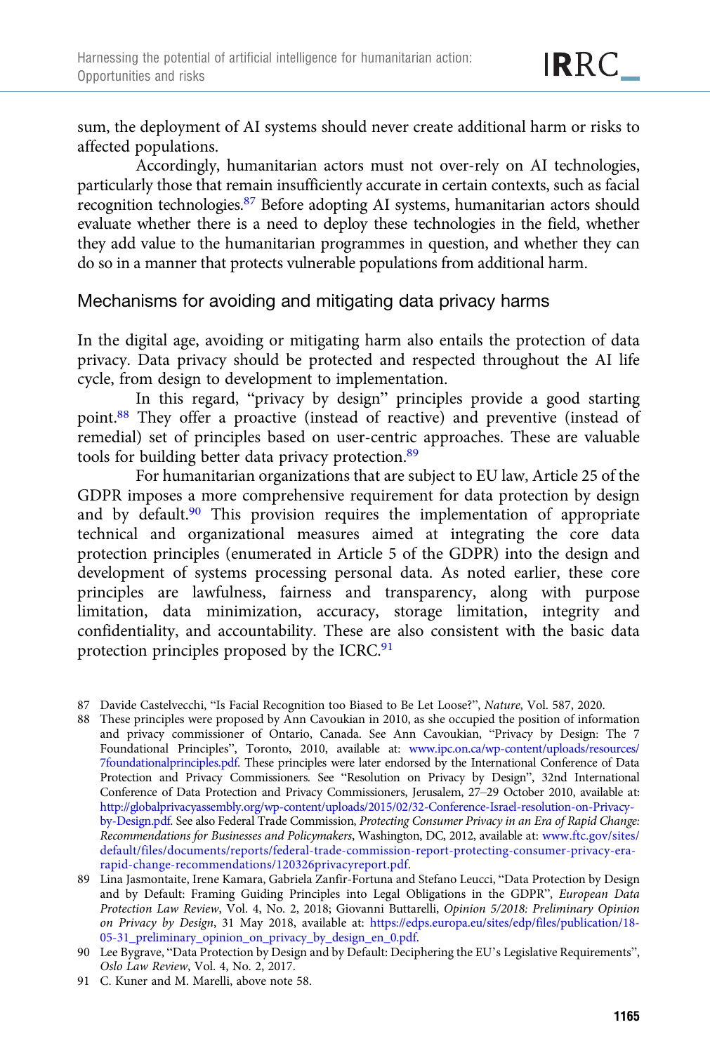sum, the deployment of AI systems should never create additional harm or risks to affected populations.

Accordingly, humanitarian actors must not over-rely on AI technologies, particularly those that remain insufficiently accurate in certain contexts, such as facial recognition technologies.[87] Before adopting AI systems, humanitarian actors should evaluate whether there is a need to deploy these technologies in the field, whether they add value to the humanitarian programmes in question, and whether they can do so in a manner that protects vulnerable populations from additional harm.

### Mechanisms for avoiding and mitigating data privacy harms

In the digital age, avoiding or mitigating harm also entails the protection of data privacy. Data privacy should be protected and respected throughout the AI life cycle, from design to development to implementation.

In this regard, "privacy by design" principles provide a good starting point.[88] They offer a proactive (instead of reactive) and preventive (instead of remedial) set of principles based on user-centric approaches. These are valuable tools for building better data privacy protection.[89]

For humanitarian organizations that are subject to EU law, Article 25 of the GDPR imposes a more comprehensive requirement for data protection by design and by default.[90] This provision requires the implementation of appropriate technical and organizational measures aimed at integrating the core data protection principles (enumerated in Article 5 of the GDPR) into the design and development of systems processing personal data. As noted earlier, these core principles are lawfulness, fairness and transparency, along with purpose limitation, data minimization, accuracy, storage limitation, integrity and confidentiality, and accountability. These are also consistent with the basic data protection principles proposed by the ICRC.[91]

---

87 Davide Castelvecchi, "Is Facial Recognition too Biased to Be Let Loose?", *Nature*, Vol. 587, 2020.

88 These principles were proposed by Ann Cavoukian in 2010, as she occupied the position of information and privacy commissioner of Ontario, Canada. See Ann Cavoukian, "Privacy by Design: The 7 Foundational Principles", Toronto, 2010, available at: www.ipc.on.ca/wp-content/uploads/resources/7foundationalprinciples.pdf. These principles were later endorsed by the International Conference of Data Protection and Privacy Commissioners. See "Resolution on Privacy by Design", 32nd International Conference of Data Protection and Privacy Commissioners, Jerusalem, 27–29 October 2010, available at: http://globalprivacyassembly.org/wp-content/uploads/2015/02/32-Conference-Israel-resolution-on-Privacy-by-Design.pdf. See also Federal Trade Commission, *Protecting Consumer Privacy in an Era of Rapid Change: Recommendations for Businesses and Policymakers*, Washington, DC, 2012, available at: www.ftc.gov/sites/default/files/documents/reports/federal-trade-commission-report-protecting-consumer-privacy-era-rapid-change-recommendations/120326privacyreport.pdf.

89 Lina Jasmontaite, Irene Kamara, Gabriela Zanfir-Fortuna and Stefano Leucci, "Data Protection by Design and by Default: Framing Guiding Principles into Legal Obligations in the GDPR", *European Data Protection Law Review*, Vol. 4, No. 2, 2018; Giovanni Buttarelli, *Opinion 5/2018: Preliminary Opinion on Privacy by Design*, 31 May 2018, available at: https://edps.europa.eu/sites/edp/files/publication/18-05-31_preliminary_opinion_on_privacy_by_design_en_0.pdf.

90 Lee Bygrave, "Data Protection by Design and by Default: Deciphering the EU's Legislative Requirements", *Oslo Law Review*, Vol. 4, No. 2, 2017.

91 C. Kuner and M. Marelli, above note 58.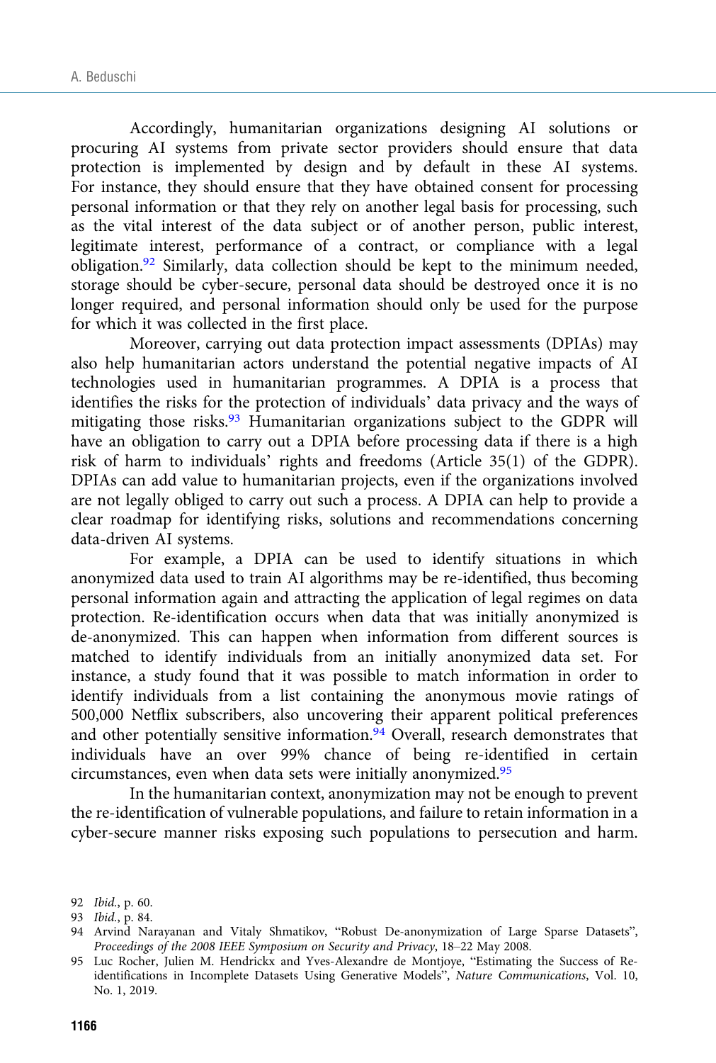Accordingly, humanitarian organizations designing AI solutions or procuring AI systems from private sector providers should ensure that data protection is implemented by design and by default in these AI systems. For instance, they should ensure that they have obtained consent for processing personal information or that they rely on another legal basis for processing, such as the vital interest of the data subject or of another person, public interest, legitimate interest, performance of a contract, or compliance with a legal obligation.[92] Similarly, data collection should be kept to the minimum needed, storage should be cyber-secure, personal data should be destroyed once it is no longer required, and personal information should only be used for the purpose for which it was collected in the first place.

Moreover, carrying out data protection impact assessments (DPIAs) may also help humanitarian actors understand the potential negative impacts of AI technologies used in humanitarian programmes. A DPIA is a process that identifies the risks for the protection of individuals' data privacy and the ways of mitigating those risks.[93] Humanitarian organizations subject to the GDPR will have an obligation to carry out a DPIA before processing data if there is a high risk of harm to individuals' rights and freedoms (Article 35(1) of the GDPR). DPIAs can add value to humanitarian projects, even if the organizations involved are not legally obliged to carry out such a process. A DPIA can help to provide a clear roadmap for identifying risks, solutions and recommendations concerning data-driven AI systems.

For example, a DPIA can be used to identify situations in which anonymized data used to train AI algorithms may be re-identified, thus becoming personal information again and attracting the application of legal regimes on data protection. Re-identification occurs when data that was initially anonymized is de-anonymized. This can happen when information from different sources is matched to identify individuals from an initially anonymized data set. For instance, a study found that it was possible to match information in order to identify individuals from a list containing the anonymous movie ratings of 500,000 Netflix subscribers, also uncovering their apparent political preferences and other potentially sensitive information.[94] Overall, research demonstrates that individuals have an over 99% chance of being re-identified in certain circumstances, even when data sets were initially anonymized.[95]

In the humanitarian context, anonymization may not be enough to prevent the re-identification of vulnerable populations, and failure to retain information in a cyber-secure manner risks exposing such populations to persecution and harm.

---

92 *Ibid.*, p. 60.

93 *Ibid.*, p. 84.

94 Arvind Narayanan and Vitaly Shmatikov, "Robust De-anonymization of Large Sparse Datasets", *Proceedings of the 2008 IEEE Symposium on Security and Privacy*, 18–22 May 2008.

95 Luc Rocher, Julien M. Hendrickx and Yves-Alexandre de Montjoye, "Estimating the Success of Re-identifications in Incomplete Datasets Using Generative Models", *Nature Communications*, Vol. 10, No. 1, 2019.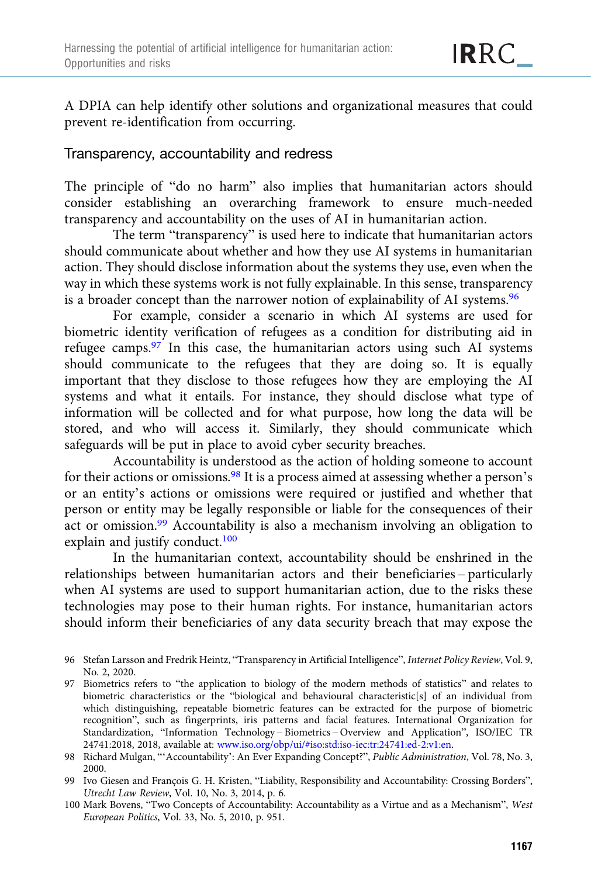A DPIA can help identify other solutions and organizational measures that could prevent re-identification from occurring.

### Transparency, accountability and redress

The principle of "do no harm" also implies that humanitarian actors should consider establishing an overarching framework to ensure much-needed transparency and accountability on the uses of AI in humanitarian action.

The term "transparency" is used here to indicate that humanitarian actors should communicate about whether and how they use AI systems in humanitarian action. They should disclose information about the systems they use, even when the way in which these systems work is not fully explainable. In this sense, transparency is a broader concept than the narrower notion of explainability of AI systems.[96]

For example, consider a scenario in which AI systems are used for biometric identity verification of refugees as a condition for distributing aid in refugee camps.[97] In this case, the humanitarian actors using such AI systems should communicate to the refugees that they are doing so. It is equally important that they disclose to those refugees how they are employing the AI systems and what it entails. For instance, they should disclose what type of information will be collected and for what purpose, how long the data will be stored, and who will access it. Similarly, they should communicate which safeguards will be put in place to avoid cyber security breaches.

Accountability is understood as the action of holding someone to account for their actions or omissions.[98] It is a process aimed at assessing whether a person's or an entity's actions or omissions were required or justified and whether that person or entity may be legally responsible or liable for the consequences of their act or omission.[99] Accountability is also a mechanism involving an obligation to explain and justify conduct.[100]

In the humanitarian context, accountability should be enshrined in the relationships between humanitarian actors and their beneficiaries – particularly when AI systems are used to support humanitarian action, due to the risks these technologies may pose to their human rights. For instance, humanitarian actors should inform their beneficiaries of any data security breach that may expose the

---

96 Stefan Larsson and Fredrik Heintz, "Transparency in Artificial Intelligence", *Internet Policy Review*, Vol. 9, No. 2, 2020.

97 Biometrics refers to "the application to biology of the modern methods of statistics" and relates to biometric characteristics or the "biological and behavioural characteristic[s] of an individual from which distinguishing, repeatable biometric features can be extracted for the purpose of biometric recognition", such as fingerprints, iris patterns and facial features. International Organization for Standardization, "Information Technology – Biometrics – Overview and Application", ISO/IEC TR 24741:2018, 2018, available at: www.iso.org/obp/ui/#iso:std:iso-iec:tr:24741:ed-2:v1:en.

98 Richard Mulgan, "'Accountability': An Ever Expanding Concept?", *Public Administration*, Vol. 78, No. 3, 2000.

99 Ivo Giesen and François G. H. Kristen, "Liability, Responsibility and Accountability: Crossing Borders", *Utrecht Law Review*, Vol. 10, No. 3, 2014, p. 6.

100 Mark Bovens, "Two Concepts of Accountability: Accountability as a Virtue and as a Mechanism", *West European Politics*, Vol. 33, No. 5, 2010, p. 951.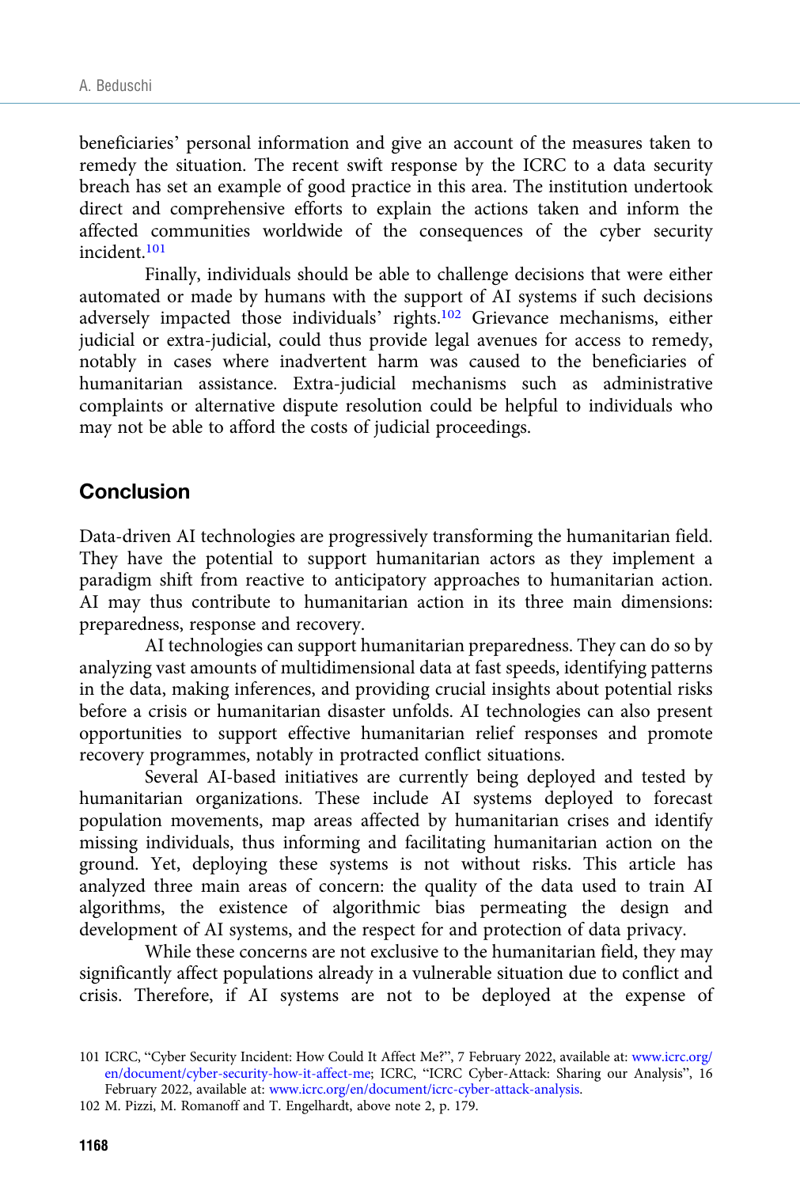beneficiaries' personal information and give an account of the measures taken to remedy the situation. The recent swift response by the ICRC to a data security breach has set an example of good practice in this area. The institution undertook direct and comprehensive efforts to explain the actions taken and inform the affected communities worldwide of the consequences of the cyber security incident.[101]

Finally, individuals should be able to challenge decisions that were either automated or made by humans with the support of AI systems if such decisions adversely impacted those individuals' rights.[102] Grievance mechanisms, either judicial or extra-judicial, could thus provide legal avenues for access to remedy, notably in cases where inadvertent harm was caused to the beneficiaries of humanitarian assistance. Extra-judicial mechanisms such as administrative complaints or alternative dispute resolution could be helpful to individuals who may not be able to afford the costs of judicial proceedings.

## Conclusion

Data-driven AI technologies are progressively transforming the humanitarian field. They have the potential to support humanitarian actors as they implement a paradigm shift from reactive to anticipatory approaches to humanitarian action. AI may thus contribute to humanitarian action in its three main dimensions: preparedness, response and recovery.

AI technologies can support humanitarian preparedness. They can do so by analyzing vast amounts of multidimensional data at fast speeds, identifying patterns in the data, making inferences, and providing crucial insights about potential risks before a crisis or humanitarian disaster unfolds. AI technologies can also present opportunities to support effective humanitarian relief responses and promote recovery programmes, notably in protracted conflict situations.

Several AI-based initiatives are currently being deployed and tested by humanitarian organizations. These include AI systems deployed to forecast population movements, map areas affected by humanitarian crises and identify missing individuals, thus informing and facilitating humanitarian action on the ground. Yet, deploying these systems is not without risks. This article has analyzed three main areas of concern: the quality of the data used to train AI algorithms, the existence of algorithmic bias permeating the design and development of AI systems, and the respect for and protection of data privacy.

While these concerns are not exclusive to the humanitarian field, they may significantly affect populations already in a vulnerable situation due to conflict and crisis. Therefore, if AI systems are not to be deployed at the expense of

101 ICRC, "Cyber Security Incident: How Could It Affect Me?", 7 February 2022, available at: www.icrc.org/en/document/cyber-security-how-it-affect-me; ICRC, "ICRC Cyber-Attack: Sharing our Analysis", 16 February 2022, available at: www.icrc.org/en/document/icrc-cyber-attack-analysis.

102 M. Pizzi, M. Romanoff and T. Engelhardt, above note 2, p. 179.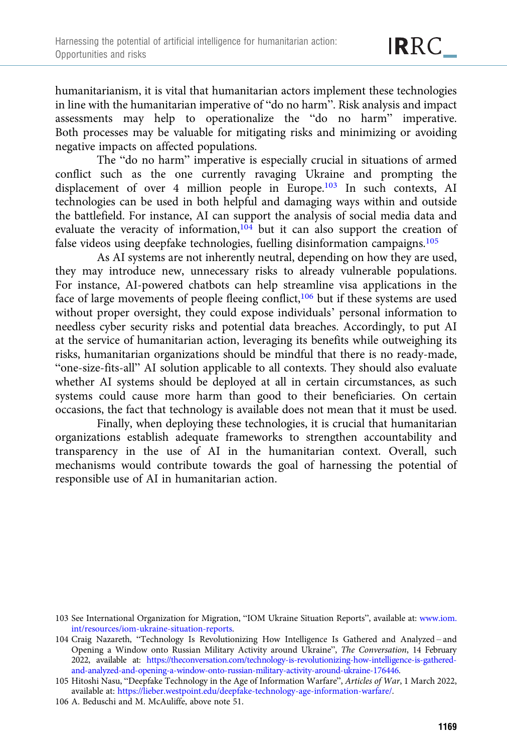humanitarianism, it is vital that humanitarian actors implement these technologies in line with the humanitarian imperative of "do no harm". Risk analysis and impact assessments may help to operationalize the "do no harm" imperative. Both processes may be valuable for mitigating risks and minimizing or avoiding negative impacts on affected populations.

The "do no harm" imperative is especially crucial in situations of armed conflict such as the one currently ravaging Ukraine and prompting the displacement of over 4 million people in Europe.[103] In such contexts, AI technologies can be used in both helpful and damaging ways within and outside the battlefield. For instance, AI can support the analysis of social media data and evaluate the veracity of information,[104] but it can also support the creation of false videos using deepfake technologies, fuelling disinformation campaigns.[105]

As AI systems are not inherently neutral, depending on how they are used, they may introduce new, unnecessary risks to already vulnerable populations. For instance, AI-powered chatbots can help streamline visa applications in the face of large movements of people fleeing conflict,[106] but if these systems are used without proper oversight, they could expose individuals' personal information to needless cyber security risks and potential data breaches. Accordingly, to put AI at the service of humanitarian action, leveraging its benefits while outweighing its risks, humanitarian organizations should be mindful that there is no ready-made, "one-size-fits-all" AI solution applicable to all contexts. They should also evaluate whether AI systems should be deployed at all in certain circumstances, as such systems could cause more harm than good to their beneficiaries. On certain occasions, the fact that technology is available does not mean that it must be used.

Finally, when deploying these technologies, it is crucial that humanitarian organizations establish adequate frameworks to strengthen accountability and transparency in the use of AI in the humanitarian context. Overall, such mechanisms would contribute towards the goal of harnessing the potential of responsible use of AI in humanitarian action.

103 See International Organization for Migration, "IOM Ukraine Situation Reports", available at: www.iom.int/resources/iom-ukraine-situation-reports.

104 Craig Nazareth, "Technology Is Revolutionizing How Intelligence Is Gathered and Analyzed – and Opening a Window onto Russian Military Activity around Ukraine", *The Conversation*, 14 February 2022, available at: https://theconversation.com/technology-is-revolutionizing-how-intelligence-is-gathered-and-analyzed-and-opening-a-window-onto-russian-military-activity-around-ukraine-176446.

105 Hitoshi Nasu, "Deepfake Technology in the Age of Information Warfare", *Articles of War*, 1 March 2022, available at: https://lieber.westpoint.edu/deepfake-technology-age-information-warfare/.

106 A. Beduschi and M. McAuliffe, above note 51.